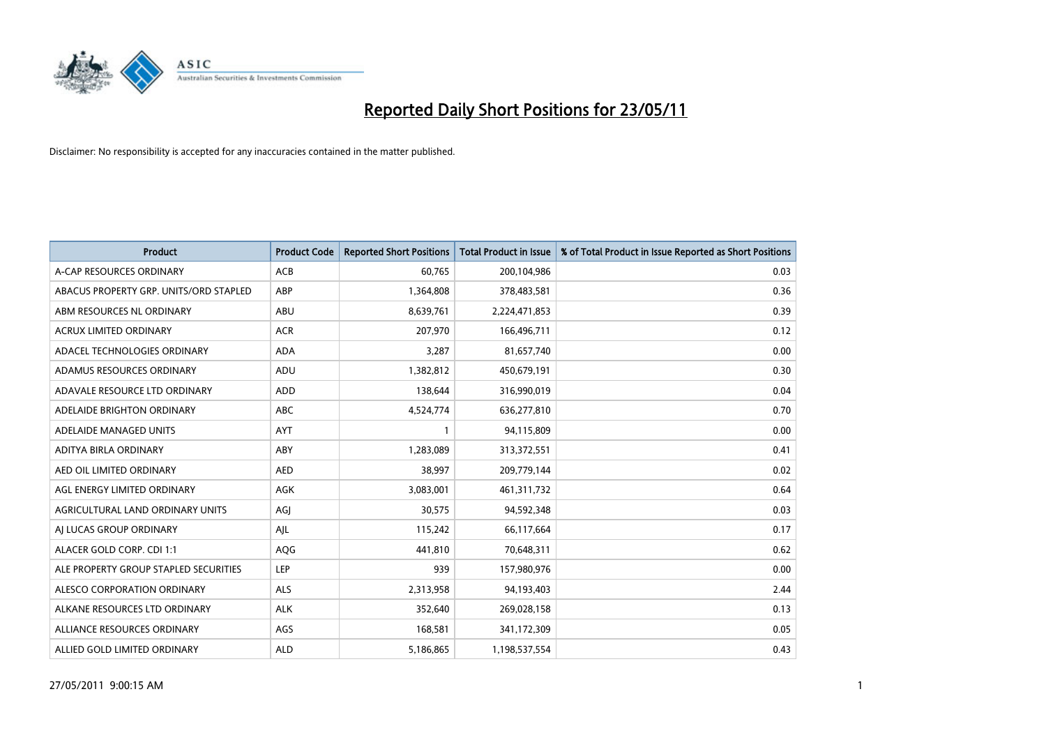# Reported Daily Short Positions for 23/05/11

Disclaimer: No responsibility is accepted for any inaccuracies contained in the matter published.

| Product | Product Code | Reported Short Positions | Total Product in Issue | % of Total Product in Issue Reported as Short Positions |
|---|---|---|---|---|
| A-CAP RESOURCES ORDINARY | ACB | 60,765 | 200,104,986 | 0.03 |
| ABACUS PROPERTY GRP. UNITS/ORD STAPLED | ABP | 1,364,808 | 378,483,581 | 0.36 |
| ABM RESOURCES NL ORDINARY | ABU | 8,639,761 | 2,224,471,853 | 0.39 |
| ACRUX LIMITED ORDINARY | ACR | 207,970 | 166,496,711 | 0.12 |
| ADACEL TECHNOLOGIES ORDINARY | ADA | 3,287 | 81,657,740 | 0.00 |
| ADAMUS RESOURCES ORDINARY | ADU | 1,382,812 | 450,679,191 | 0.30 |
| ADAVALE RESOURCE LTD ORDINARY | ADD | 138,644 | 316,990,019 | 0.04 |
| ADELAIDE BRIGHTON ORDINARY | ABC | 4,524,774 | 636,277,810 | 0.70 |
| ADELAIDE MANAGED UNITS | AYT | 1 | 94,115,809 | 0.00 |
| ADITYA BIRLA ORDINARY | ABY | 1,283,089 | 313,372,551 | 0.41 |
| AED OIL LIMITED ORDINARY | AED | 38,997 | 209,779,144 | 0.02 |
| AGL ENERGY LIMITED ORDINARY | AGK | 3,083,001 | 461,311,732 | 0.64 |
| AGRICULTURAL LAND ORDINARY UNITS | AGJ | 30,575 | 94,592,348 | 0.03 |
| AJ LUCAS GROUP ORDINARY | AJL | 115,242 | 66,117,664 | 0.17 |
| ALACER GOLD CORP. CDI 1:1 | AQG | 441,810 | 70,648,311 | 0.62 |
| ALE PROPERTY GROUP STAPLED SECURITIES | LEP | 939 | 157,980,976 | 0.00 |
| ALESCO CORPORATION ORDINARY | ALS | 2,313,958 | 94,193,403 | 2.44 |
| ALKANE RESOURCES LTD ORDINARY | ALK | 352,640 | 269,028,158 | 0.13 |
| ALLIANCE RESOURCES ORDINARY | AGS | 168,581 | 341,172,309 | 0.05 |
| ALLIED GOLD LIMITED ORDINARY | ALD | 5,186,865 | 1,198,537,554 | 0.43 |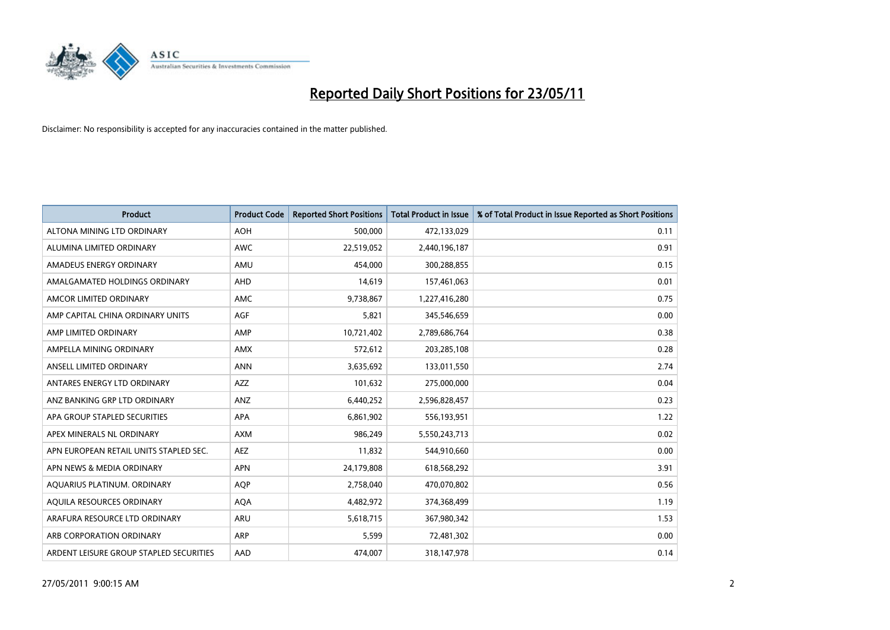# Reported Daily Short Positions for 23/05/11

Disclaimer: No responsibility is accepted for any inaccuracies contained in the matter published.

| Product | Product Code | Reported Short Positions | Total Product in Issue | % of Total Product in Issue Reported as Short Positions |
| --- | --- | --- | --- | --- |
| ALTONA MINING LTD ORDINARY | AOH | 500,000 | 472,133,029 | 0.11 |
| ALUMINA LIMITED ORDINARY | AWC | 22,519,052 | 2,440,196,187 | 0.91 |
| AMADEUS ENERGY ORDINARY | AMU | 454,000 | 300,288,855 | 0.15 |
| AMALGAMATED HOLDINGS ORDINARY | AHD | 14,619 | 157,461,063 | 0.01 |
| AMCOR LIMITED ORDINARY | AMC | 9,738,867 | 1,227,416,280 | 0.75 |
| AMP CAPITAL CHINA ORDINARY UNITS | AGF | 5,821 | 345,546,659 | 0.00 |
| AMP LIMITED ORDINARY | AMP | 10,721,402 | 2,789,686,764 | 0.38 |
| AMPELLA MINING ORDINARY | AMX | 572,612 | 203,285,108 | 0.28 |
| ANSELL LIMITED ORDINARY | ANN | 3,635,692 | 133,011,550 | 2.74 |
| ANTARES ENERGY LTD ORDINARY | AZZ | 101,632 | 275,000,000 | 0.04 |
| ANZ BANKING GRP LTD ORDINARY | ANZ | 6,440,252 | 2,596,828,457 | 0.23 |
| APA GROUP STAPLED SECURITIES | APA | 6,861,902 | 556,193,951 | 1.22 |
| APEX MINERALS NL ORDINARY | AXM | 986,249 | 5,550,243,713 | 0.02 |
| APN EUROPEAN RETAIL UNITS STAPLED SEC. | AEZ | 11,832 | 544,910,660 | 0.00 |
| APN NEWS & MEDIA ORDINARY | APN | 24,179,808 | 618,568,292 | 3.91 |
| AQUARIUS PLATINUM. ORDINARY | AQP | 2,758,040 | 470,070,802 | 0.56 |
| AQUILA RESOURCES ORDINARY | AQA | 4,482,972 | 374,368,499 | 1.19 |
| ARAFURA RESOURCE LTD ORDINARY | ARU | 5,618,715 | 367,980,342 | 1.53 |
| ARB CORPORATION ORDINARY | ARP | 5,599 | 72,481,302 | 0.00 |
| ARDENT LEISURE GROUP STAPLED SECURITIES | AAD | 474,007 | 318,147,978 | 0.14 |

27/05/2011 9:00:15 AM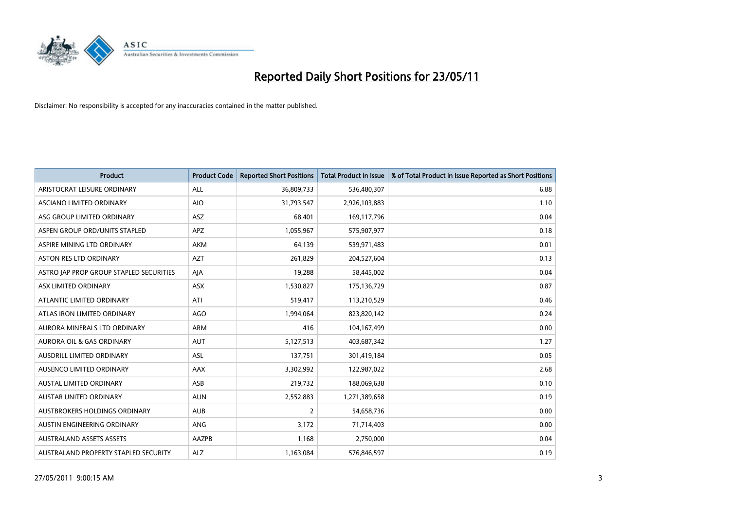# Reported Daily Short Positions for 23/05/11

Disclaimer: No responsibility is accepted for any inaccuracies contained in the matter published.

| Product | Product Code | Reported Short Positions | Total Product in Issue | % of Total Product in Issue Reported as Short Positions |
|---|---|---|---|---|
| ARISTOCRAT LEISURE ORDINARY | ALL | 36,809,733 | 536,480,307 | 6.88 |
| ASCIANO LIMITED ORDINARY | AIO | 31,793,547 | 2,926,103,883 | 1.10 |
| ASG GROUP LIMITED ORDINARY | ASZ | 68,401 | 169,117,796 | 0.04 |
| ASPEN GROUP ORD/UNITS STAPLED | APZ | 1,055,967 | 575,907,977 | 0.18 |
| ASPIRE MINING LTD ORDINARY | AKM | 64,139 | 539,971,483 | 0.01 |
| ASTON RES LTD ORDINARY | AZT | 261,829 | 204,527,604 | 0.13 |
| ASTRO JAP PROP GROUP STAPLED SECURITIES | AJA | 19,288 | 58,445,002 | 0.04 |
| ASX LIMITED ORDINARY | ASX | 1,530,827 | 175,136,729 | 0.87 |
| ATLANTIC LIMITED ORDINARY | ATI | 519,417 | 113,210,529 | 0.46 |
| ATLAS IRON LIMITED ORDINARY | AGO | 1,994,064 | 823,820,142 | 0.24 |
| AURORA MINERALS LTD ORDINARY | ARM | 416 | 104,167,499 | 0.00 |
| AURORA OIL & GAS ORDINARY | AUT | 5,127,513 | 403,687,342 | 1.27 |
| AUSDRILL LIMITED ORDINARY | ASL | 137,751 | 301,419,184 | 0.05 |
| AUSENCO LIMITED ORDINARY | AAX | 3,302,992 | 122,987,022 | 2.68 |
| AUSTAL LIMITED ORDINARY | ASB | 219,732 | 188,069,638 | 0.10 |
| AUSTAR UNITED ORDINARY | AUN | 2,552,883 | 1,271,389,658 | 0.19 |
| AUSTBROKERS HOLDINGS ORDINARY | AUB | 2 | 54,658,736 | 0.00 |
| AUSTIN ENGINEERING ORDINARY | ANG | 3,172 | 71,714,403 | 0.00 |
| AUSTRALAND ASSETS ASSETS | AAZPB | 1,168 | 2,750,000 | 0.04 |
| AUSTRALAND PROPERTY STAPLED SECURITY | ALZ | 1,163,084 | 576,846,597 | 0.19 |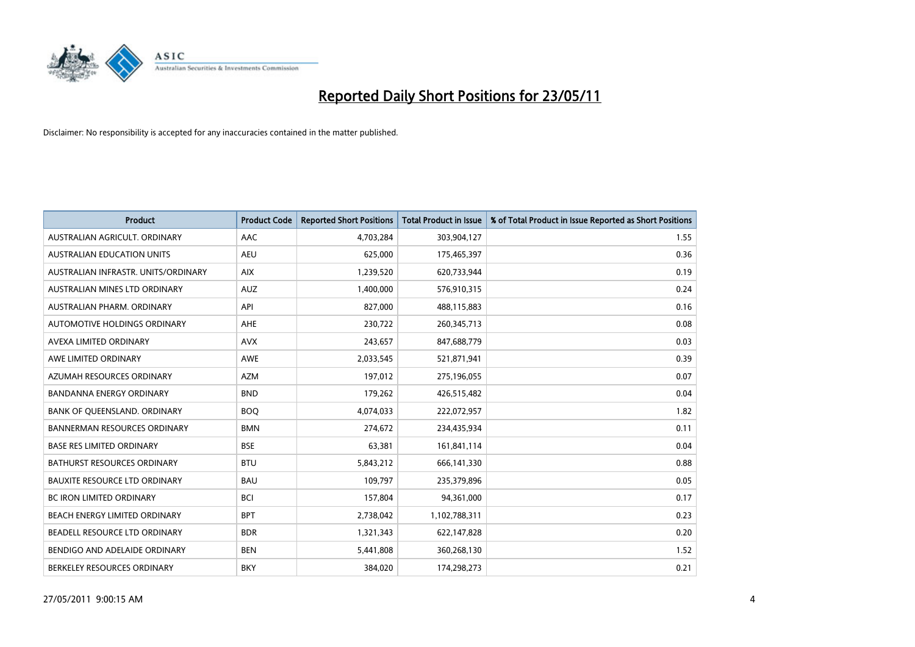# Reported Daily Short Positions for 23/05/11

Disclaimer: No responsibility is accepted for any inaccuracies contained in the matter published.

| Product | Product Code | Reported Short Positions | Total Product in Issue | % of Total Product in Issue Reported as Short Positions |
|---|---|---|---|---|
| AUSTRALIAN AGRICULT. ORDINARY | AAC | 4,703,284 | 303,904,127 | 1.55 |
| AUSTRALIAN EDUCATION UNITS | AEU | 625,000 | 175,465,397 | 0.36 |
| AUSTRALIAN INFRASTR. UNITS/ORDINARY | AIX | 1,239,520 | 620,733,944 | 0.19 |
| AUSTRALIAN MINES LTD ORDINARY | AUZ | 1,400,000 | 576,910,315 | 0.24 |
| AUSTRALIAN PHARM. ORDINARY | API | 827,000 | 488,115,883 | 0.16 |
| AUTOMOTIVE HOLDINGS ORDINARY | AHE | 230,722 | 260,345,713 | 0.08 |
| AVEXA LIMITED ORDINARY | AVX | 243,657 | 847,688,779 | 0.03 |
| AWE LIMITED ORDINARY | AWE | 2,033,545 | 521,871,941 | 0.39 |
| AZUMAH RESOURCES ORDINARY | AZM | 197,012 | 275,196,055 | 0.07 |
| BANDANNA ENERGY ORDINARY | BND | 179,262 | 426,515,482 | 0.04 |
| BANK OF QUEENSLAND. ORDINARY | BOQ | 4,074,033 | 222,072,957 | 1.82 |
| BANNERMAN RESOURCES ORDINARY | BMN | 274,672 | 234,435,934 | 0.11 |
| BASE RES LIMITED ORDINARY | BSE | 63,381 | 161,841,114 | 0.04 |
| BATHURST RESOURCES ORDINARY | BTU | 5,843,212 | 666,141,330 | 0.88 |
| BAUXITE RESOURCE LTD ORDINARY | BAU | 109,797 | 235,379,896 | 0.05 |
| BC IRON LIMITED ORDINARY | BCI | 157,804 | 94,361,000 | 0.17 |
| BEACH ENERGY LIMITED ORDINARY | BPT | 2,738,042 | 1,102,788,311 | 0.23 |
| BEADELL RESOURCE LTD ORDINARY | BDR | 1,321,343 | 622,147,828 | 0.20 |
| BENDIGO AND ADELAIDE ORDINARY | BEN | 5,441,808 | 360,268,130 | 1.52 |
| BERKELEY RESOURCES ORDINARY | BKY | 384,020 | 174,298,273 | 0.21 |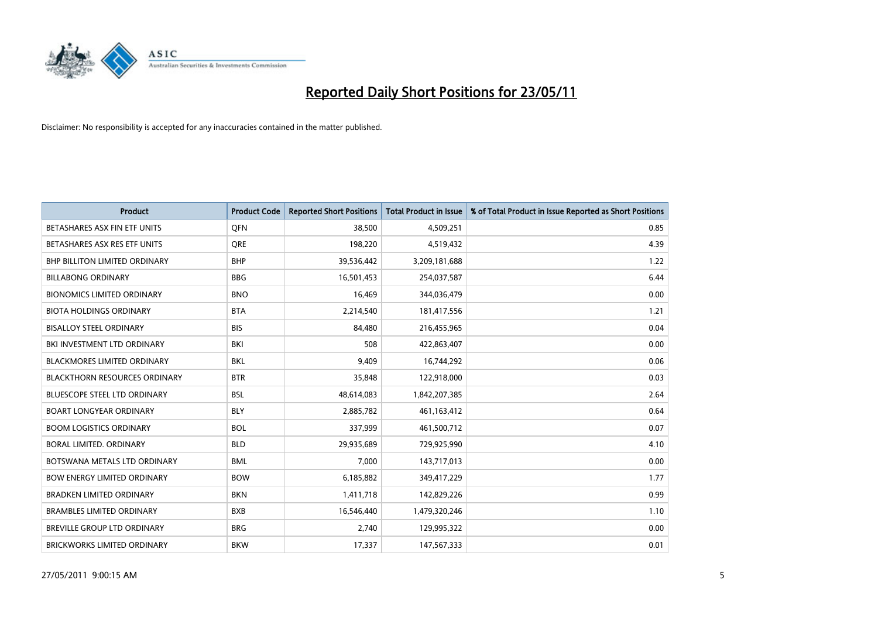# Reported Daily Short Positions for 23/05/11

Disclaimer: No responsibility is accepted for any inaccuracies contained in the matter published.

| Product | Product Code | Reported Short Positions | Total Product in Issue | % of Total Product in Issue Reported as Short Positions |
|---|---|---|---|---|
| BETASHARES ASX FIN ETF UNITS | QFN | 38,500 | 4,509,251 | 0.85 |
| BETASHARES ASX RES ETF UNITS | QRE | 198,220 | 4,519,432 | 4.39 |
| BHP BILLITON LIMITED ORDINARY | BHP | 39,536,442 | 3,209,181,688 | 1.22 |
| BILLABONG ORDINARY | BBG | 16,501,453 | 254,037,587 | 6.44 |
| BIONOMICS LIMITED ORDINARY | BNO | 16,469 | 344,036,479 | 0.00 |
| BIOTA HOLDINGS ORDINARY | BTA | 2,214,540 | 181,417,556 | 1.21 |
| BISALLOY STEEL ORDINARY | BIS | 84,480 | 216,455,965 | 0.04 |
| BKI INVESTMENT LTD ORDINARY | BKI | 508 | 422,863,407 | 0.00 |
| BLACKMORES LIMITED ORDINARY | BKL | 9,409 | 16,744,292 | 0.06 |
| BLACKTHORN RESOURCES ORDINARY | BTR | 35,848 | 122,918,000 | 0.03 |
| BLUESCOPE STEEL LTD ORDINARY | BSL | 48,614,083 | 1,842,207,385 | 2.64 |
| BOART LONGYEAR ORDINARY | BLY | 2,885,782 | 461,163,412 | 0.64 |
| BOOM LOGISTICS ORDINARY | BOL | 337,999 | 461,500,712 | 0.07 |
| BORAL LIMITED. ORDINARY | BLD | 29,935,689 | 729,925,990 | 4.10 |
| BOTSWANA METALS LTD ORDINARY | BML | 7,000 | 143,717,013 | 0.00 |
| BOW ENERGY LIMITED ORDINARY | BOW | 6,185,882 | 349,417,229 | 1.77 |
| BRADKEN LIMITED ORDINARY | BKN | 1,411,718 | 142,829,226 | 0.99 |
| BRAMBLES LIMITED ORDINARY | BXB | 16,546,440 | 1,479,320,246 | 1.10 |
| BREVILLE GROUP LTD ORDINARY | BRG | 2,740 | 129,995,322 | 0.00 |
| BRICKWORKS LIMITED ORDINARY | BKW | 17,337 | 147,567,333 | 0.01 |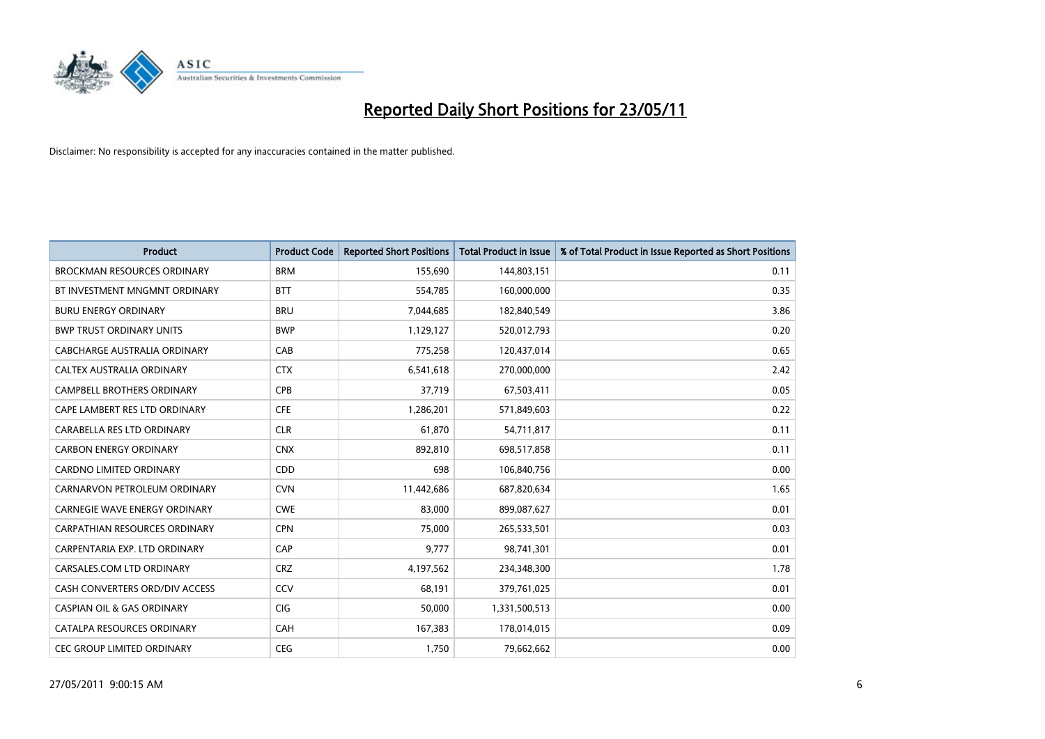# Reported Daily Short Positions for 23/05/11

Disclaimer: No responsibility is accepted for any inaccuracies contained in the matter published.

| Product | Product Code | Reported Short Positions | Total Product in Issue | % of Total Product in Issue Reported as Short Positions |
|---|---|---|---|---|
| BROCKMAN RESOURCES ORDINARY | BRM | 155,690 | 144,803,151 | 0.11 |
| BT INVESTMENT MNGMNT ORDINARY | BTT | 554,785 | 160,000,000 | 0.35 |
| BURU ENERGY ORDINARY | BRU | 7,044,685 | 182,840,549 | 3.86 |
| BWP TRUST ORDINARY UNITS | BWP | 1,129,127 | 520,012,793 | 0.20 |
| CABCHARGE AUSTRALIA ORDINARY | CAB | 775,258 | 120,437,014 | 0.65 |
| CALTEX AUSTRALIA ORDINARY | CTX | 6,541,618 | 270,000,000 | 2.42 |
| CAMPBELL BROTHERS ORDINARY | CPB | 37,719 | 67,503,411 | 0.05 |
| CAPE LAMBERT RES LTD ORDINARY | CFE | 1,286,201 | 571,849,603 | 0.22 |
| CARABELLA RES LTD ORDINARY | CLR | 61,870 | 54,711,817 | 0.11 |
| CARBON ENERGY ORDINARY | CNX | 892,810 | 698,517,858 | 0.11 |
| CARDNO LIMITED ORDINARY | CDD | 698 | 106,840,756 | 0.00 |
| CARNARVON PETROLEUM ORDINARY | CVN | 11,442,686 | 687,820,634 | 1.65 |
| CARNEGIE WAVE ENERGY ORDINARY | CWE | 83,000 | 899,087,627 | 0.01 |
| CARPATHIAN RESOURCES ORDINARY | CPN | 75,000 | 265,533,501 | 0.03 |
| CARPENTARIA EXP. LTD ORDINARY | CAP | 9,777 | 98,741,301 | 0.01 |
| CARSALES.COM LTD ORDINARY | CRZ | 4,197,562 | 234,348,300 | 1.78 |
| CASH CONVERTERS ORD/DIV ACCESS | CCV | 68,191 | 379,761,025 | 0.01 |
| CASPIAN OIL & GAS ORDINARY | CIG | 50,000 | 1,331,500,513 | 0.00 |
| CATALPA RESOURCES ORDINARY | CAH | 167,383 | 178,014,015 | 0.09 |
| CEC GROUP LIMITED ORDINARY | CEG | 1,750 | 79,662,662 | 0.00 |

27/05/2011 9:00:15 AM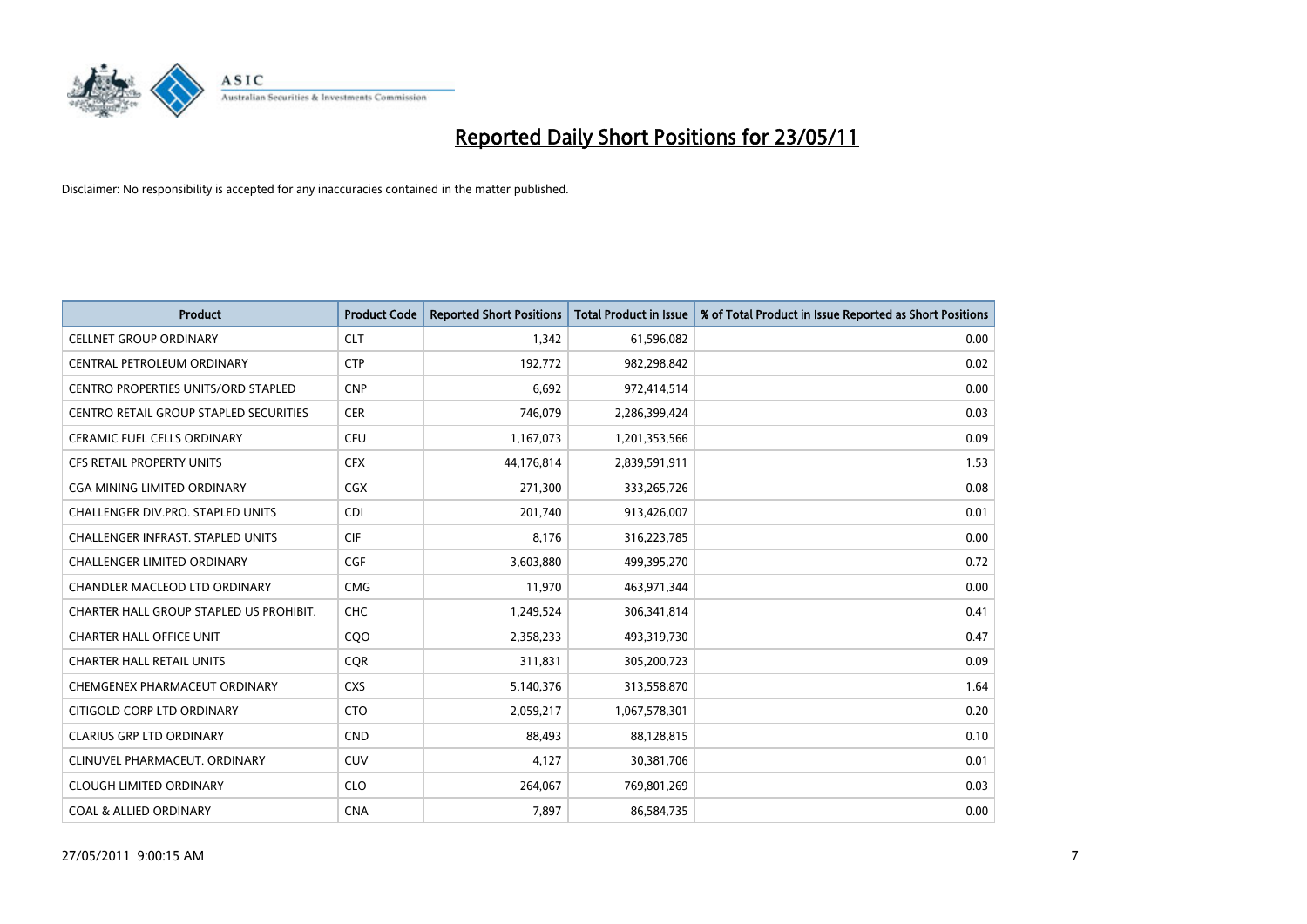# Reported Daily Short Positions for 23/05/11

Disclaimer: No responsibility is accepted for any inaccuracies contained in the matter published.

| Product | Product Code | Reported Short Positions | Total Product in Issue | % of Total Product in Issue Reported as Short Positions |
|---|---|---|---|---|
| CELLNET GROUP ORDINARY | CLT | 1,342 | 61,596,082 | 0.00 |
| CENTRAL PETROLEUM ORDINARY | CTP | 192,772 | 982,298,842 | 0.02 |
| CENTRO PROPERTIES UNITS/ORD STAPLED | CNP | 6,692 | 972,414,514 | 0.00 |
| CENTRO RETAIL GROUP STAPLED SECURITIES | CER | 746,079 | 2,286,399,424 | 0.03 |
| CERAMIC FUEL CELLS ORDINARY | CFU | 1,167,073 | 1,201,353,566 | 0.09 |
| CFS RETAIL PROPERTY UNITS | CFX | 44,176,814 | 2,839,591,911 | 1.53 |
| CGA MINING LIMITED ORDINARY | CGX | 271,300 | 333,265,726 | 0.08 |
| CHALLENGER DIV.PRO. STAPLED UNITS | CDI | 201,740 | 913,426,007 | 0.01 |
| CHALLENGER INFRAST. STAPLED UNITS | CIF | 8,176 | 316,223,785 | 0.00 |
| CHALLENGER LIMITED ORDINARY | CGF | 3,603,880 | 499,395,270 | 0.72 |
| CHANDLER MACLEOD LTD ORDINARY | CMG | 11,970 | 463,971,344 | 0.00 |
| CHARTER HALL GROUP STAPLED US PROHIBIT. | CHC | 1,249,524 | 306,341,814 | 0.41 |
| CHARTER HALL OFFICE UNIT | CQO | 2,358,233 | 493,319,730 | 0.47 |
| CHARTER HALL RETAIL UNITS | CQR | 311,831 | 305,200,723 | 0.09 |
| CHEMGENEX PHARMACEUT ORDINARY | CXS | 5,140,376 | 313,558,870 | 1.64 |
| CITIGOLD CORP LTD ORDINARY | CTO | 2,059,217 | 1,067,578,301 | 0.20 |
| CLARIUS GRP LTD ORDINARY | CND | 88,493 | 88,128,815 | 0.10 |
| CLINUVEL PHARMACEUT. ORDINARY | CUV | 4,127 | 30,381,706 | 0.01 |
| CLOUGH LIMITED ORDINARY | CLO | 264,067 | 769,801,269 | 0.03 |
| COAL & ALLIED ORDINARY | CNA | 7,897 | 86,584,735 | 0.00 |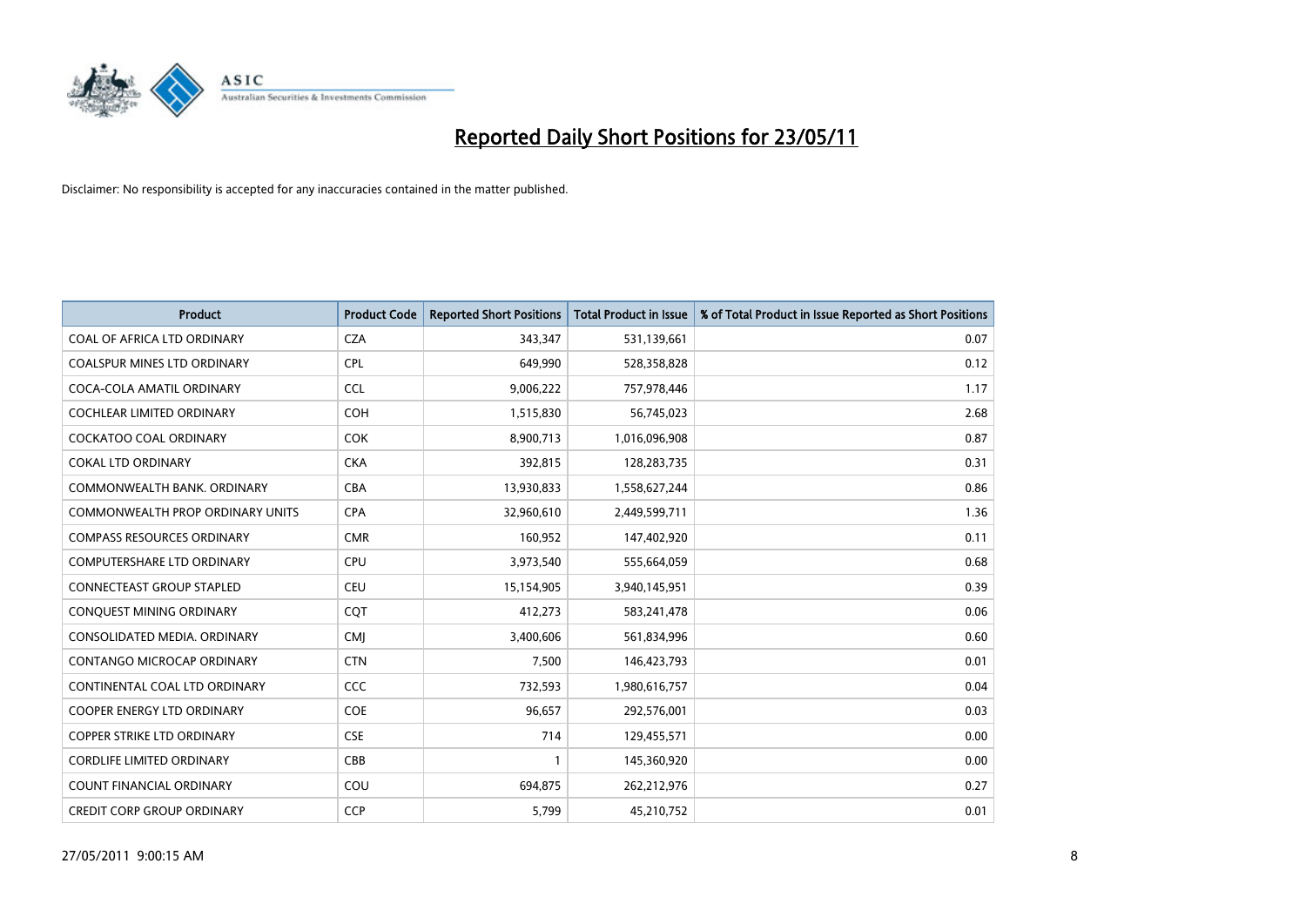# Reported Daily Short Positions for 23/05/11

Disclaimer: No responsibility is accepted for any inaccuracies contained in the matter published.

| Product | Product Code | Reported Short Positions | Total Product in Issue | % of Total Product in Issue Reported as Short Positions |
|---|---|---|---|---|
| COAL OF AFRICA LTD ORDINARY | CZA | 343,347 | 531,139,661 | 0.07 |
| COALSPUR MINES LTD ORDINARY | CPL | 649,990 | 528,358,828 | 0.12 |
| COCA-COLA AMATIL ORDINARY | CCL | 9,006,222 | 757,978,446 | 1.17 |
| COCHLEAR LIMITED ORDINARY | COH | 1,515,830 | 56,745,023 | 2.68 |
| COCKATOO COAL ORDINARY | COK | 8,900,713 | 1,016,096,908 | 0.87 |
| COKAL LTD ORDINARY | CKA | 392,815 | 128,283,735 | 0.31 |
| COMMONWEALTH BANK. ORDINARY | CBA | 13,930,833 | 1,558,627,244 | 0.86 |
| COMMONWEALTH PROP ORDINARY UNITS | CPA | 32,960,610 | 2,449,599,711 | 1.36 |
| COMPASS RESOURCES ORDINARY | CMR | 160,952 | 147,402,920 | 0.11 |
| COMPUTERSHARE LTD ORDINARY | CPU | 3,973,540 | 555,664,059 | 0.68 |
| CONNECTEAST GROUP STAPLED | CEU | 15,154,905 | 3,940,145,951 | 0.39 |
| CONQUEST MINING ORDINARY | CQT | 412,273 | 583,241,478 | 0.06 |
| CONSOLIDATED MEDIA. ORDINARY | CMJ | 3,400,606 | 561,834,996 | 0.60 |
| CONTANGO MICROCAP ORDINARY | CTN | 7,500 | 146,423,793 | 0.01 |
| CONTINENTAL COAL LTD ORDINARY | CCC | 732,593 | 1,980,616,757 | 0.04 |
| COOPER ENERGY LTD ORDINARY | COE | 96,657 | 292,576,001 | 0.03 |
| COPPER STRIKE LTD ORDINARY | CSE | 714 | 129,455,571 | 0.00 |
| CORDLIFE LIMITED ORDINARY | CBB | 1 | 145,360,920 | 0.00 |
| COUNT FINANCIAL ORDINARY | COU | 694,875 | 262,212,976 | 0.27 |
| CREDIT CORP GROUP ORDINARY | CCP | 5,799 | 45,210,752 | 0.01 |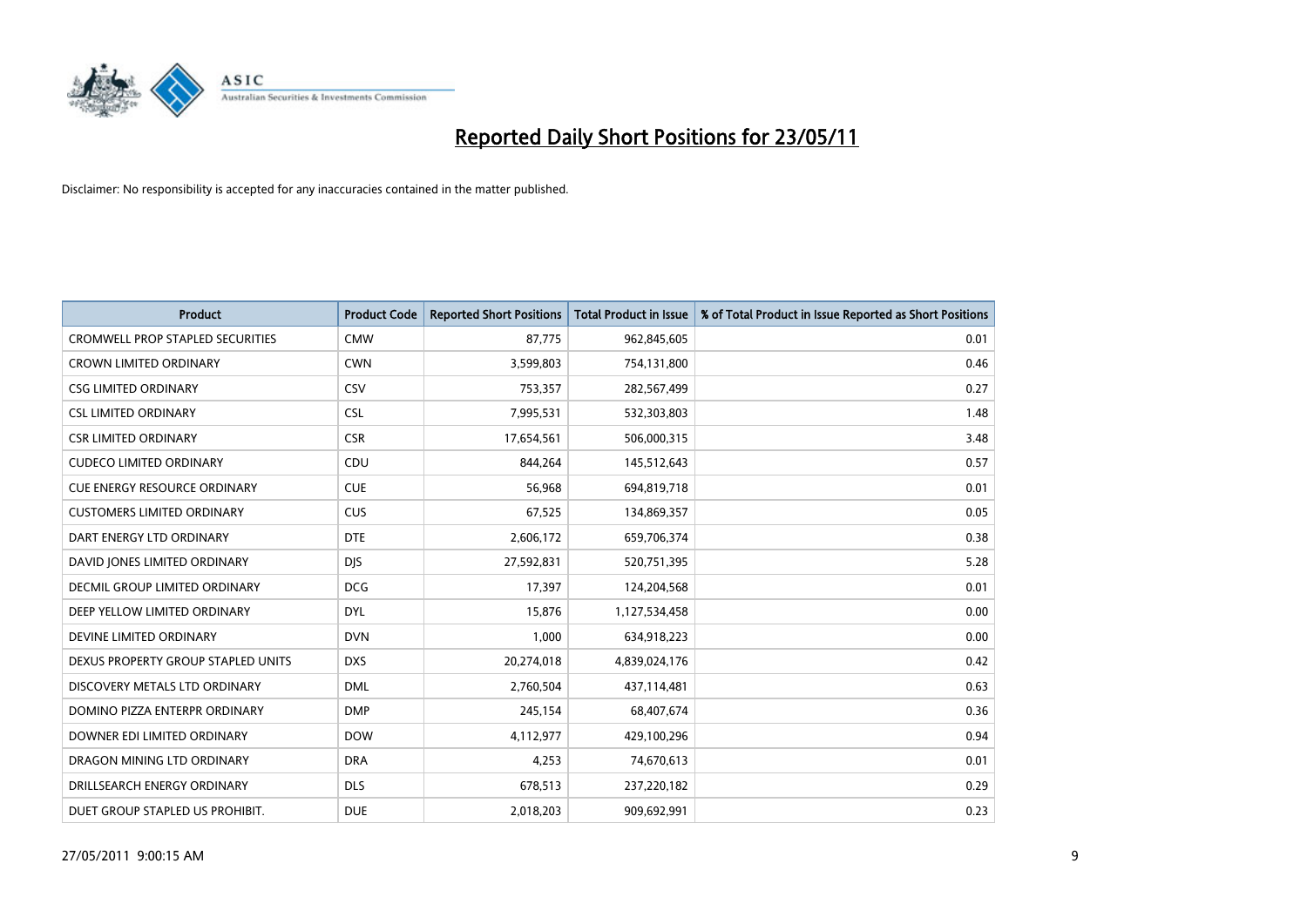# Reported Daily Short Positions for 23/05/11

Disclaimer: No responsibility is accepted for any inaccuracies contained in the matter published.

| Product | Product Code | Reported Short Positions | Total Product in Issue | % of Total Product in Issue Reported as Short Positions |
|---|---|---|---|---|
| CROMWELL PROP STAPLED SECURITIES | CMW | 87,775 | 962,845,605 | 0.01 |
| CROWN LIMITED ORDINARY | CWN | 3,599,803 | 754,131,800 | 0.46 |
| CSG LIMITED ORDINARY | CSV | 753,357 | 282,567,499 | 0.27 |
| CSL LIMITED ORDINARY | CSL | 7,995,531 | 532,303,803 | 1.48 |
| CSR LIMITED ORDINARY | CSR | 17,654,561 | 506,000,315 | 3.48 |
| CUDECO LIMITED ORDINARY | CDU | 844,264 | 145,512,643 | 0.57 |
| CUE ENERGY RESOURCE ORDINARY | CUE | 56,968 | 694,819,718 | 0.01 |
| CUSTOMERS LIMITED ORDINARY | CUS | 67,525 | 134,869,357 | 0.05 |
| DART ENERGY LTD ORDINARY | DTE | 2,606,172 | 659,706,374 | 0.38 |
| DAVID JONES LIMITED ORDINARY | DJS | 27,592,831 | 520,751,395 | 5.28 |
| DECMIL GROUP LIMITED ORDINARY | DCG | 17,397 | 124,204,568 | 0.01 |
| DEEP YELLOW LIMITED ORDINARY | DYL | 15,876 | 1,127,534,458 | 0.00 |
| DEVINE LIMITED ORDINARY | DVN | 1,000 | 634,918,223 | 0.00 |
| DEXUS PROPERTY GROUP STAPLED UNITS | DXS | 20,274,018 | 4,839,024,176 | 0.42 |
| DISCOVERY METALS LTD ORDINARY | DML | 2,760,504 | 437,114,481 | 0.63 |
| DOMINO PIZZA ENTERPR ORDINARY | DMP | 245,154 | 68,407,674 | 0.36 |
| DOWNER EDI LIMITED ORDINARY | DOW | 4,112,977 | 429,100,296 | 0.94 |
| DRAGON MINING LTD ORDINARY | DRA | 4,253 | 74,670,613 | 0.01 |
| DRILLSEARCH ENERGY ORDINARY | DLS | 678,513 | 237,220,182 | 0.29 |
| DUET GROUP STAPLED US PROHIBIT. | DUE | 2,018,203 | 909,692,991 | 0.23 |

27/05/2011 9:00:15 AM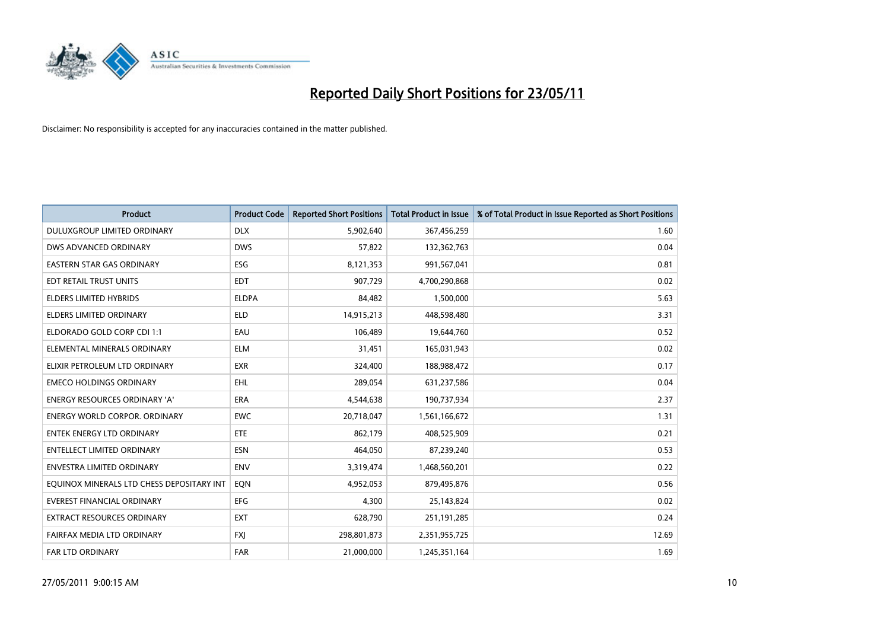# Reported Daily Short Positions for 23/05/11

Disclaimer: No responsibility is accepted for any inaccuracies contained in the matter published.

| Product | Product Code | Reported Short Positions | Total Product in Issue | % of Total Product in Issue Reported as Short Positions |
| --- | --- | --- | --- | --- |
| DULUXGROUP LIMITED ORDINARY | DLX | 5,902,640 | 367,456,259 | 1.60 |
| DWS ADVANCED ORDINARY | DWS | 57,822 | 132,362,763 | 0.04 |
| EASTERN STAR GAS ORDINARY | ESG | 8,121,353 | 991,567,041 | 0.81 |
| EDT RETAIL TRUST UNITS | EDT | 907,729 | 4,700,290,868 | 0.02 |
| ELDERS LIMITED HYBRIDS | ELDPA | 84,482 | 1,500,000 | 5.63 |
| ELDERS LIMITED ORDINARY | ELD | 14,915,213 | 448,598,480 | 3.31 |
| ELDORADO GOLD CORP CDI 1:1 | EAU | 106,489 | 19,644,760 | 0.52 |
| ELEMENTAL MINERALS ORDINARY | ELM | 31,451 | 165,031,943 | 0.02 |
| ELIXIR PETROLEUM LTD ORDINARY | EXR | 324,400 | 188,988,472 | 0.17 |
| EMECO HOLDINGS ORDINARY | EHL | 289,054 | 631,237,586 | 0.04 |
| ENERGY RESOURCES ORDINARY 'A' | ERA | 4,544,638 | 190,737,934 | 2.37 |
| ENERGY WORLD CORPOR. ORDINARY | EWC | 20,718,047 | 1,561,166,672 | 1.31 |
| ENTEK ENERGY LTD ORDINARY | ETE | 862,179 | 408,525,909 | 0.21 |
| ENTELLECT LIMITED ORDINARY | ESN | 464,050 | 87,239,240 | 0.53 |
| ENVESTRA LIMITED ORDINARY | ENV | 3,319,474 | 1,468,560,201 | 0.22 |
| EQUINOX MINERALS LTD CHESS DEPOSITARY INT | EQN | 4,952,053 | 879,495,876 | 0.56 |
| EVEREST FINANCIAL ORDINARY | EFG | 4,300 | 25,143,824 | 0.02 |
| EXTRACT RESOURCES ORDINARY | EXT | 628,790 | 251,191,285 | 0.24 |
| FAIRFAX MEDIA LTD ORDINARY | FXJ | 298,801,873 | 2,351,955,725 | 12.69 |
| FAR LTD ORDINARY | FAR | 21,000,000 | 1,245,351,164 | 1.69 |

27/05/2011 9:00:15 AM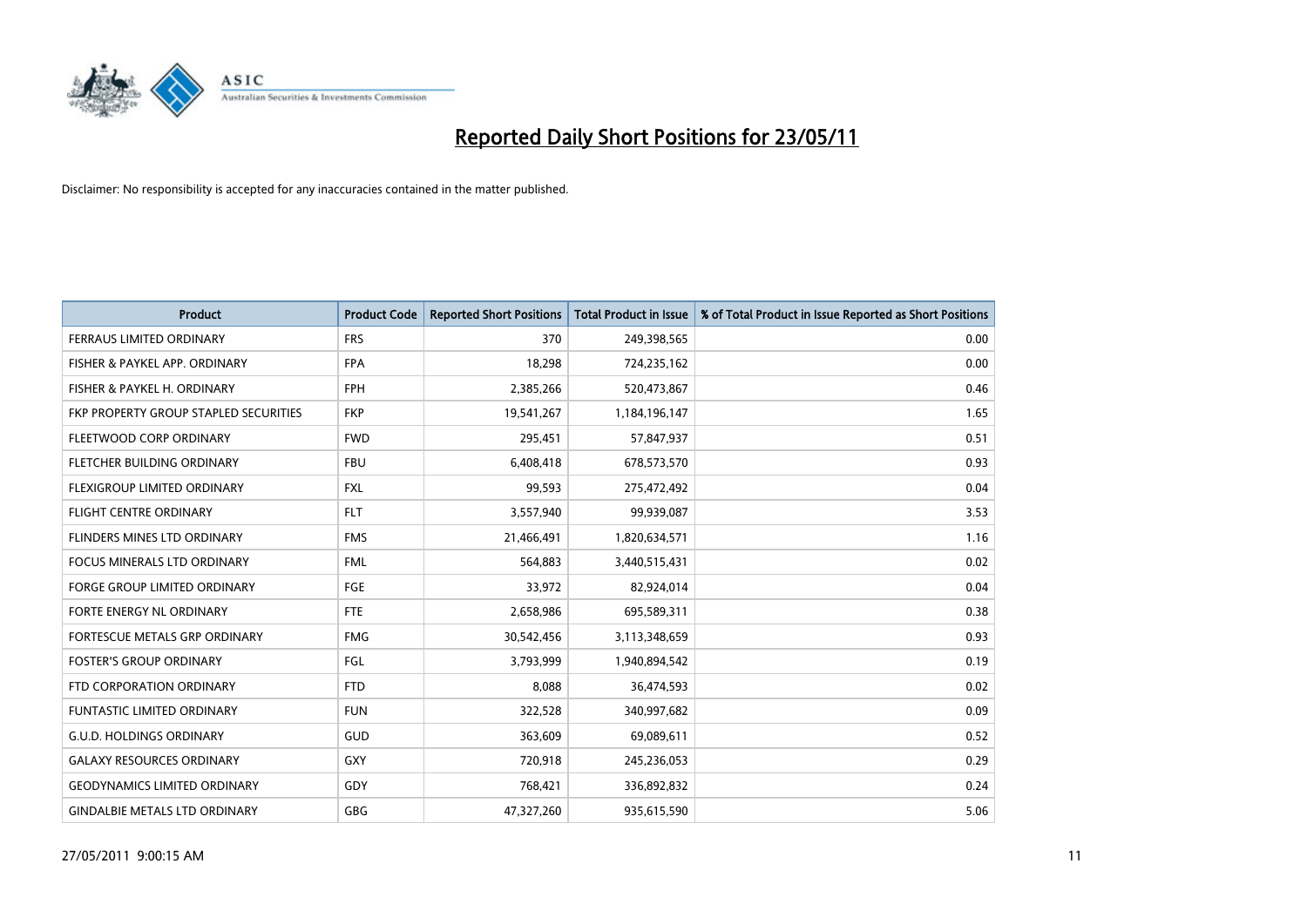# Reported Daily Short Positions for 23/05/11

Disclaimer: No responsibility is accepted for any inaccuracies contained in the matter published.

| Product | Product Code | Reported Short Positions | Total Product in Issue | % of Total Product in Issue Reported as Short Positions |
|---|---|---|---|---|
| FERRAUS LIMITED ORDINARY | FRS | 370 | 249,398,565 | 0.00 |
| FISHER & PAYKEL APP. ORDINARY | FPA | 18,298 | 724,235,162 | 0.00 |
| FISHER & PAYKEL H. ORDINARY | FPH | 2,385,266 | 520,473,867 | 0.46 |
| FKP PROPERTY GROUP STAPLED SECURITIES | FKP | 19,541,267 | 1,184,196,147 | 1.65 |
| FLEETWOOD CORP ORDINARY | FWD | 295,451 | 57,847,937 | 0.51 |
| FLETCHER BUILDING ORDINARY | FBU | 6,408,418 | 678,573,570 | 0.93 |
| FLEXIGROUP LIMITED ORDINARY | FXL | 99,593 | 275,472,492 | 0.04 |
| FLIGHT CENTRE ORDINARY | FLT | 3,557,940 | 99,939,087 | 3.53 |
| FLINDERS MINES LTD ORDINARY | FMS | 21,466,491 | 1,820,634,571 | 1.16 |
| FOCUS MINERALS LTD ORDINARY | FML | 564,883 | 3,440,515,431 | 0.02 |
| FORGE GROUP LIMITED ORDINARY | FGE | 33,972 | 82,924,014 | 0.04 |
| FORTE ENERGY NL ORDINARY | FTE | 2,658,986 | 695,589,311 | 0.38 |
| FORTESCUE METALS GRP ORDINARY | FMG | 30,542,456 | 3,113,348,659 | 0.93 |
| FOSTER'S GROUP ORDINARY | FGL | 3,793,999 | 1,940,894,542 | 0.19 |
| FTD CORPORATION ORDINARY | FTD | 8,088 | 36,474,593 | 0.02 |
| FUNTASTIC LIMITED ORDINARY | FUN | 322,528 | 340,997,682 | 0.09 |
| G.U.D. HOLDINGS ORDINARY | GUD | 363,609 | 69,089,611 | 0.52 |
| GALAXY RESOURCES ORDINARY | GXY | 720,918 | 245,236,053 | 0.29 |
| GEODYNAMICS LIMITED ORDINARY | GDY | 768,421 | 336,892,832 | 0.24 |
| GINDALBIE METALS LTD ORDINARY | GBG | 47,327,260 | 935,615,590 | 5.06 |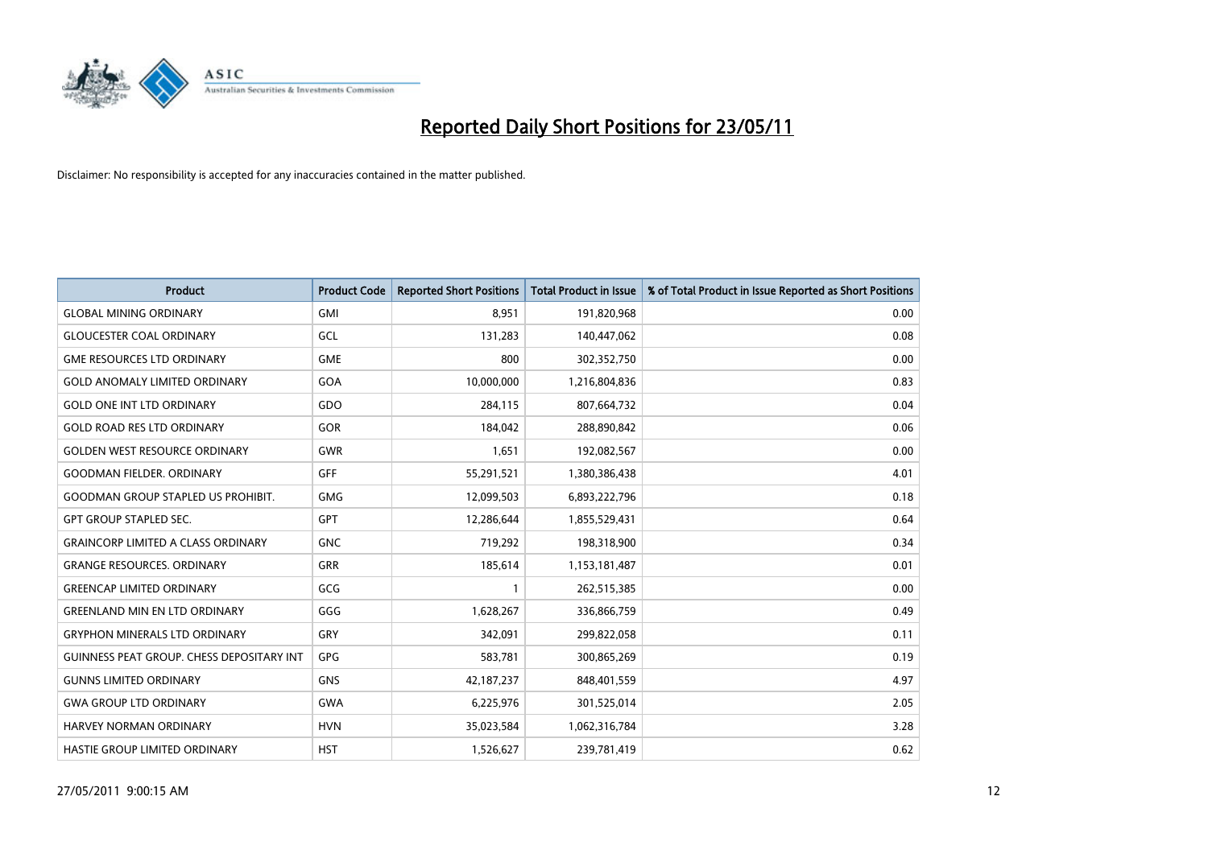# Reported Daily Short Positions for 23/05/11

Disclaimer: No responsibility is accepted for any inaccuracies contained in the matter published.

| Product | Product Code | Reported Short Positions | Total Product in Issue | % of Total Product in Issue Reported as Short Positions |
|---|---|---|---|---|
| GLOBAL MINING ORDINARY | GMI | 8,951 | 191,820,968 | 0.00 |
| GLOUCESTER COAL ORDINARY | GCL | 131,283 | 140,447,062 | 0.08 |
| GME RESOURCES LTD ORDINARY | GME | 800 | 302,352,750 | 0.00 |
| GOLD ANOMALY LIMITED ORDINARY | GOA | 10,000,000 | 1,216,804,836 | 0.83 |
| GOLD ONE INT LTD ORDINARY | GDO | 284,115 | 807,664,732 | 0.04 |
| GOLD ROAD RES LTD ORDINARY | GOR | 184,042 | 288,890,842 | 0.06 |
| GOLDEN WEST RESOURCE ORDINARY | GWR | 1,651 | 192,082,567 | 0.00 |
| GOODMAN FIELDER. ORDINARY | GFF | 55,291,521 | 1,380,386,438 | 4.01 |
| GOODMAN GROUP STAPLED US PROHIBIT. | GMG | 12,099,503 | 6,893,222,796 | 0.18 |
| GPT GROUP STAPLED SEC. | GPT | 12,286,644 | 1,855,529,431 | 0.64 |
| GRAINCORP LIMITED A CLASS ORDINARY | GNC | 719,292 | 198,318,900 | 0.34 |
| GRANGE RESOURCES. ORDINARY | GRR | 185,614 | 1,153,181,487 | 0.01 |
| GREENCAP LIMITED ORDINARY | GCG | 1 | 262,515,385 | 0.00 |
| GREENLAND MIN EN LTD ORDINARY | GGG | 1,628,267 | 336,866,759 | 0.49 |
| GRYPHON MINERALS LTD ORDINARY | GRY | 342,091 | 299,822,058 | 0.11 |
| GUINNESS PEAT GROUP. CHESS DEPOSITARY INT | GPG | 583,781 | 300,865,269 | 0.19 |
| GUNNS LIMITED ORDINARY | GNS | 42,187,237 | 848,401,559 | 4.97 |
| GWA GROUP LTD ORDINARY | GWA | 6,225,976 | 301,525,014 | 2.05 |
| HARVEY NORMAN ORDINARY | HVN | 35,023,584 | 1,062,316,784 | 3.28 |
| HASTIE GROUP LIMITED ORDINARY | HST | 1,526,627 | 239,781,419 | 0.62 |

27/05/2011 9:00:15 AM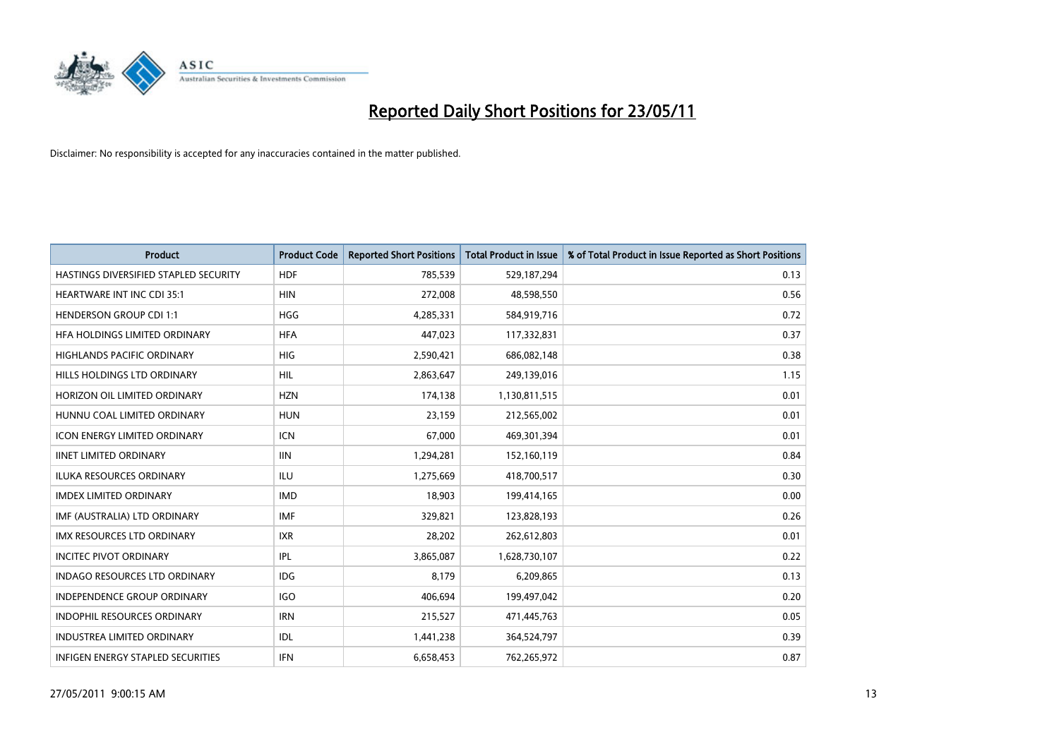# Reported Daily Short Positions for 23/05/11

Disclaimer: No responsibility is accepted for any inaccuracies contained in the matter published.

| Product | Product Code | Reported Short Positions | Total Product in Issue | % of Total Product in Issue Reported as Short Positions |
|---|---|---|---|---|
| HASTINGS DIVERSIFIED STAPLED SECURITY | HDF | 785,539 | 529,187,294 | 0.13 |
| HEARTWARE INT INC CDI 35:1 | HIN | 272,008 | 48,598,550 | 0.56 |
| HENDERSON GROUP CDI 1:1 | HGG | 4,285,331 | 584,919,716 | 0.72 |
| HFA HOLDINGS LIMITED ORDINARY | HFA | 447,023 | 117,332,831 | 0.37 |
| HIGHLANDS PACIFIC ORDINARY | HIG | 2,590,421 | 686,082,148 | 0.38 |
| HILLS HOLDINGS LTD ORDINARY | HIL | 2,863,647 | 249,139,016 | 1.15 |
| HORIZON OIL LIMITED ORDINARY | HZN | 174,138 | 1,130,811,515 | 0.01 |
| HUNNU COAL LIMITED ORDINARY | HUN | 23,159 | 212,565,002 | 0.01 |
| ICON ENERGY LIMITED ORDINARY | ICN | 67,000 | 469,301,394 | 0.01 |
| IINET LIMITED ORDINARY | IIN | 1,294,281 | 152,160,119 | 0.84 |
| ILUKA RESOURCES ORDINARY | ILU | 1,275,669 | 418,700,517 | 0.30 |
| IMDEX LIMITED ORDINARY | IMD | 18,903 | 199,414,165 | 0.00 |
| IMF (AUSTRALIA) LTD ORDINARY | IMF | 329,821 | 123,828,193 | 0.26 |
| IMX RESOURCES LTD ORDINARY | IXR | 28,202 | 262,612,803 | 0.01 |
| INCITEC PIVOT ORDINARY | IPL | 3,865,087 | 1,628,730,107 | 0.22 |
| INDAGO RESOURCES LTD ORDINARY | IDG | 8,179 | 6,209,865 | 0.13 |
| INDEPENDENCE GROUP ORDINARY | IGO | 406,694 | 199,497,042 | 0.20 |
| INDOPHIL RESOURCES ORDINARY | IRN | 215,527 | 471,445,763 | 0.05 |
| INDUSTREA LIMITED ORDINARY | IDL | 1,441,238 | 364,524,797 | 0.39 |
| INFIGEN ENERGY STAPLED SECURITIES | IFN | 6,658,453 | 762,265,972 | 0.87 |

27/05/2011 9:00:15 AM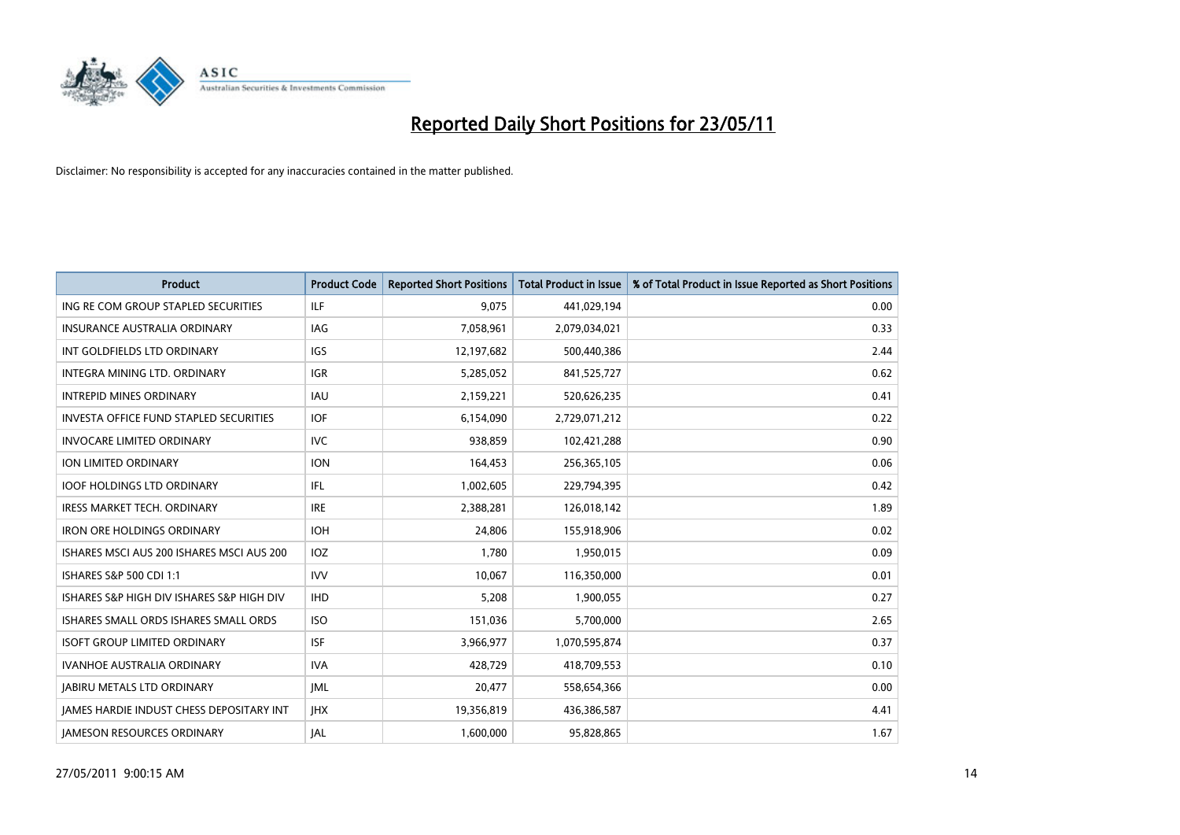# Reported Daily Short Positions for 23/05/11

Disclaimer: No responsibility is accepted for any inaccuracies contained in the matter published.

| Product | Product Code | Reported Short Positions | Total Product in Issue | % of Total Product in Issue Reported as Short Positions |
|---|---|---|---|---|
| ING RE COM GROUP STAPLED SECURITIES | ILF | 9,075 | 441,029,194 | 0.00 |
| INSURANCE AUSTRALIA ORDINARY | IAG | 7,058,961 | 2,079,034,021 | 0.33 |
| INT GOLDFIELDS LTD ORDINARY | IGS | 12,197,682 | 500,440,386 | 2.44 |
| INTEGRA MINING LTD. ORDINARY | IGR | 5,285,052 | 841,525,727 | 0.62 |
| INTREPID MINES ORDINARY | IAU | 2,159,221 | 520,626,235 | 0.41 |
| INVESTA OFFICE FUND STAPLED SECURITIES | IOF | 6,154,090 | 2,729,071,212 | 0.22 |
| INVOCARE LIMITED ORDINARY | IVC | 938,859 | 102,421,288 | 0.90 |
| ION LIMITED ORDINARY | ION | 164,453 | 256,365,105 | 0.06 |
| IOOF HOLDINGS LTD ORDINARY | IFL | 1,002,605 | 229,794,395 | 0.42 |
| IRESS MARKET TECH. ORDINARY | IRE | 2,388,281 | 126,018,142 | 1.89 |
| IRON ORE HOLDINGS ORDINARY | IOH | 24,806 | 155,918,906 | 0.02 |
| ISHARES MSCI AUS 200 ISHARES MSCI AUS 200 | IOZ | 1,780 | 1,950,015 | 0.09 |
| ISHARES S&P 500 CDI 1:1 | IVV | 10,067 | 116,350,000 | 0.01 |
| ISHARES S&P HIGH DIV ISHARES S&P HIGH DIV | IHD | 5,208 | 1,900,055 | 0.27 |
| ISHARES SMALL ORDS ISHARES SMALL ORDS | ISO | 151,036 | 5,700,000 | 2.65 |
| ISOFT GROUP LIMITED ORDINARY | ISF | 3,966,977 | 1,070,595,874 | 0.37 |
| IVANHOE AUSTRALIA ORDINARY | IVA | 428,729 | 418,709,553 | 0.10 |
| JABIRU METALS LTD ORDINARY | JML | 20,477 | 558,654,366 | 0.00 |
| JAMES HARDIE INDUST CHESS DEPOSITARY INT | JHX | 19,356,819 | 436,386,587 | 4.41 |
| JAMESON RESOURCES ORDINARY | JAL | 1,600,000 | 95,828,865 | 1.67 |

27/05/2011 9:00:15 AM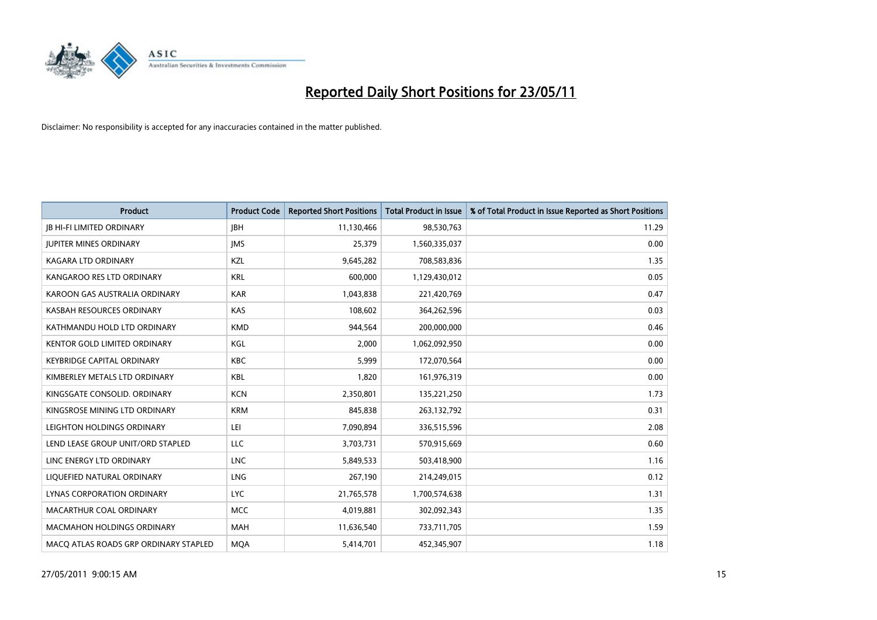# Reported Daily Short Positions for 23/05/11

Disclaimer: No responsibility is accepted for any inaccuracies contained in the matter published.

| Product | Product Code | Reported Short Positions | Total Product in Issue | % of Total Product in Issue Reported as Short Positions |
|---|---|---|---|---|
| JB HI-FI LIMITED ORDINARY | JBH | 11,130,466 | 98,530,763 | 11.29 |
| JUPITER MINES ORDINARY | JMS | 25,379 | 1,560,335,037 | 0.00 |
| KAGARA LTD ORDINARY | KZL | 9,645,282 | 708,583,836 | 1.35 |
| KANGAROO RES LTD ORDINARY | KRL | 600,000 | 1,129,430,012 | 0.05 |
| KAROON GAS AUSTRALIA ORDINARY | KAR | 1,043,838 | 221,420,769 | 0.47 |
| KASBAH RESOURCES ORDINARY | KAS | 108,602 | 364,262,596 | 0.03 |
| KATHMANDU HOLD LTD ORDINARY | KMD | 944,564 | 200,000,000 | 0.46 |
| KENTOR GOLD LIMITED ORDINARY | KGL | 2,000 | 1,062,092,950 | 0.00 |
| KEYBRIDGE CAPITAL ORDINARY | KBC | 5,999 | 172,070,564 | 0.00 |
| KIMBERLEY METALS LTD ORDINARY | KBL | 1,820 | 161,976,319 | 0.00 |
| KINGSGATE CONSOLID. ORDINARY | KCN | 2,350,801 | 135,221,250 | 1.73 |
| KINGSROSE MINING LTD ORDINARY | KRM | 845,838 | 263,132,792 | 0.31 |
| LEIGHTON HOLDINGS ORDINARY | LEI | 7,090,894 | 336,515,596 | 2.08 |
| LEND LEASE GROUP UNIT/ORD STAPLED | LLC | 3,703,731 | 570,915,669 | 0.60 |
| LINC ENERGY LTD ORDINARY | LNC | 5,849,533 | 503,418,900 | 1.16 |
| LIQUEFIED NATURAL ORDINARY | LNG | 267,190 | 214,249,015 | 0.12 |
| LYNAS CORPORATION ORDINARY | LYC | 21,765,578 | 1,700,574,638 | 1.31 |
| MACARTHUR COAL ORDINARY | MCC | 4,019,881 | 302,092,343 | 1.35 |
| MACMAHON HOLDINGS ORDINARY | MAH | 11,636,540 | 733,711,705 | 1.59 |
| MACQ ATLAS ROADS GRP ORDINARY STAPLED | MQA | 5,414,701 | 452,345,907 | 1.18 |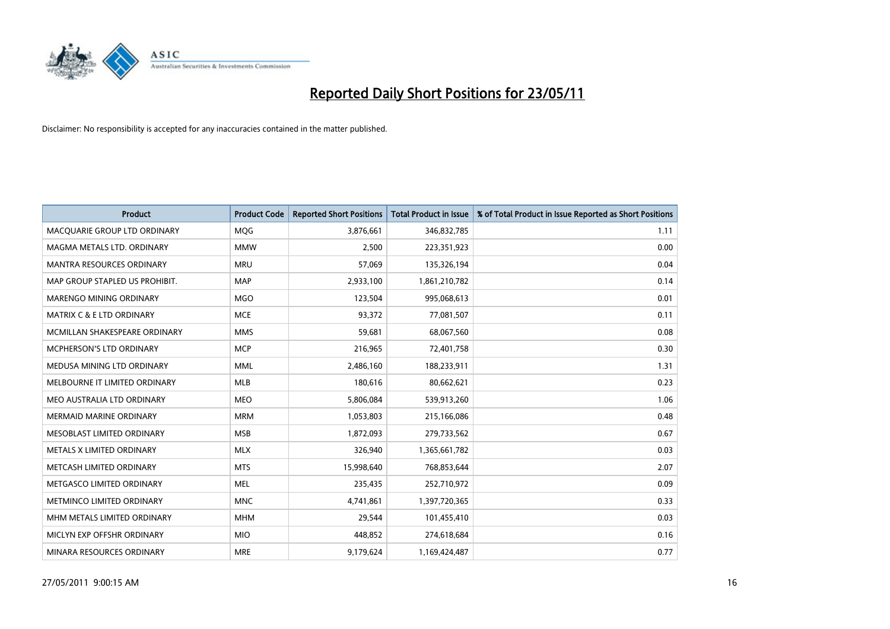# Reported Daily Short Positions for 23/05/11

Disclaimer: No responsibility is accepted for any inaccuracies contained in the matter published.

| Product | Product Code | Reported Short Positions | Total Product in Issue | % of Total Product in Issue Reported as Short Positions |
|---|---|---|---|---|
| MACQUARIE GROUP LTD ORDINARY | MQG | 3,876,661 | 346,832,785 | 1.11 |
| MAGMA METALS LTD. ORDINARY | MMW | 2,500 | 223,351,923 | 0.00 |
| MANTRA RESOURCES ORDINARY | MRU | 57,069 | 135,326,194 | 0.04 |
| MAP GROUP STAPLED US PROHIBIT. | MAP | 2,933,100 | 1,861,210,782 | 0.14 |
| MARENGO MINING ORDINARY | MGO | 123,504 | 995,068,613 | 0.01 |
| MATRIX C & E LTD ORDINARY | MCE | 93,372 | 77,081,507 | 0.11 |
| MCMILLAN SHAKESPEARE ORDINARY | MMS | 59,681 | 68,067,560 | 0.08 |
| MCPHERSON'S LTD ORDINARY | MCP | 216,965 | 72,401,758 | 0.30 |
| MEDUSA MINING LTD ORDINARY | MML | 2,486,160 | 188,233,911 | 1.31 |
| MELBOURNE IT LIMITED ORDINARY | MLB | 180,616 | 80,662,621 | 0.23 |
| MEO AUSTRALIA LTD ORDINARY | MEO | 5,806,084 | 539,913,260 | 1.06 |
| MERMAID MARINE ORDINARY | MRM | 1,053,803 | 215,166,086 | 0.48 |
| MESOBLAST LIMITED ORDINARY | MSB | 1,872,093 | 279,733,562 | 0.67 |
| METALS X LIMITED ORDINARY | MLX | 326,940 | 1,365,661,782 | 0.03 |
| METCASH LIMITED ORDINARY | MTS | 15,998,640 | 768,853,644 | 2.07 |
| METGASCO LIMITED ORDINARY | MEL | 235,435 | 252,710,972 | 0.09 |
| METMINCO LIMITED ORDINARY | MNC | 4,741,861 | 1,397,720,365 | 0.33 |
| MHM METALS LIMITED ORDINARY | MHM | 29,544 | 101,455,410 | 0.03 |
| MICLYN EXP OFFSHR ORDINARY | MIO | 448,852 | 274,618,684 | 0.16 |
| MINARA RESOURCES ORDINARY | MRE | 9,179,624 | 1,169,424,487 | 0.77 |

27/05/2011 9:00:15 AM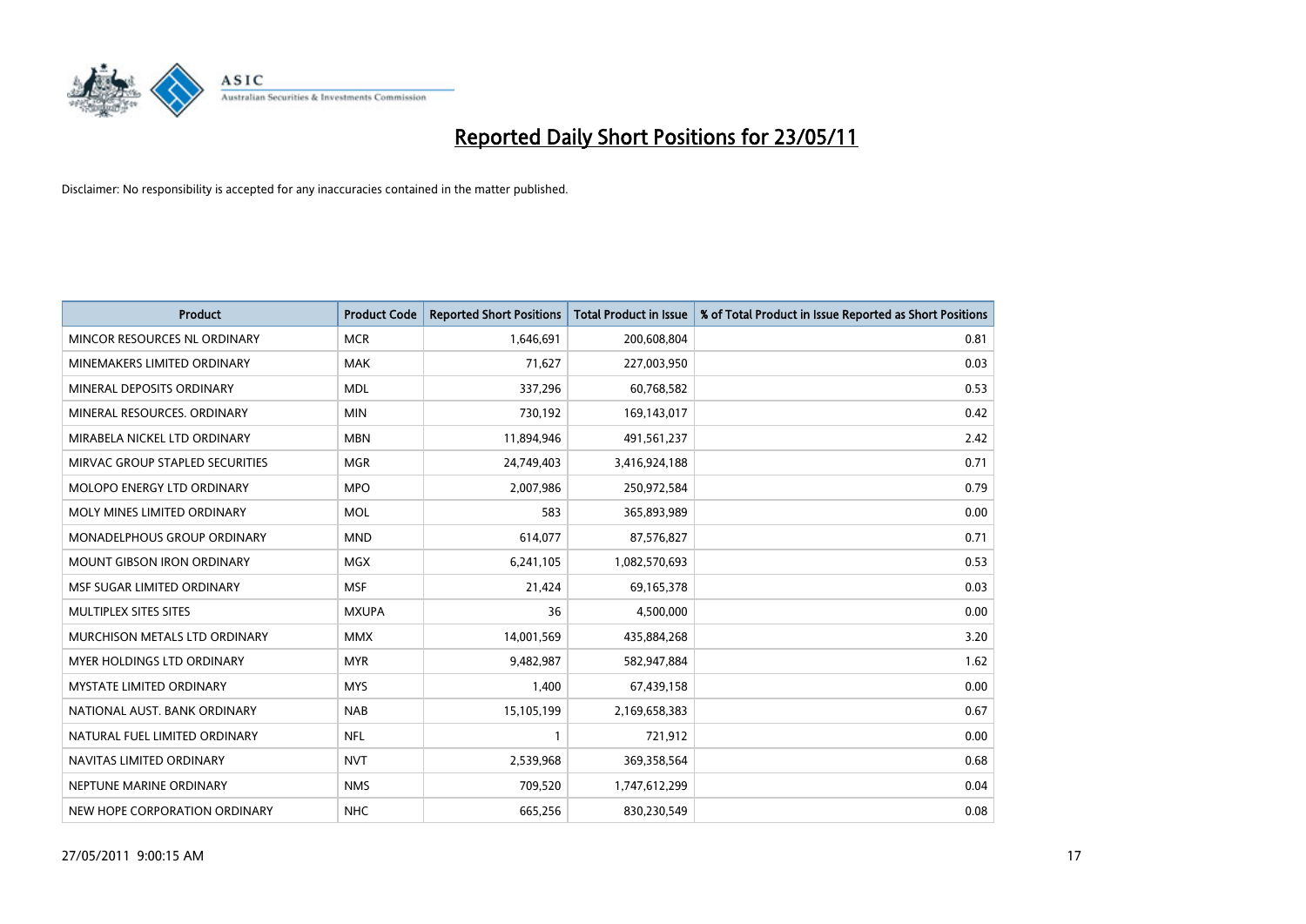# Reported Daily Short Positions for 23/05/11

Disclaimer: No responsibility is accepted for any inaccuracies contained in the matter published.

| Product | Product Code | Reported Short Positions | Total Product in Issue | % of Total Product in Issue Reported as Short Positions |
|---|---|---|---|---|
| MINCOR RESOURCES NL ORDINARY | MCR | 1,646,691 | 200,608,804 | 0.81 |
| MINEMAKERS LIMITED ORDINARY | MAK | 71,627 | 227,003,950 | 0.03 |
| MINERAL DEPOSITS ORDINARY | MDL | 337,296 | 60,768,582 | 0.53 |
| MINERAL RESOURCES. ORDINARY | MIN | 730,192 | 169,143,017 | 0.42 |
| MIRABELA NICKEL LTD ORDINARY | MBN | 11,894,946 | 491,561,237 | 2.42 |
| MIRVAC GROUP STAPLED SECURITIES | MGR | 24,749,403 | 3,416,924,188 | 0.71 |
| MOLOPO ENERGY LTD ORDINARY | MPO | 2,007,986 | 250,972,584 | 0.79 |
| MOLY MINES LIMITED ORDINARY | MOL | 583 | 365,893,989 | 0.00 |
| MONADELPHOUS GROUP ORDINARY | MND | 614,077 | 87,576,827 | 0.71 |
| MOUNT GIBSON IRON ORDINARY | MGX | 6,241,105 | 1,082,570,693 | 0.53 |
| MSF SUGAR LIMITED ORDINARY | MSF | 21,424 | 69,165,378 | 0.03 |
| MULTIPLEX SITES SITES | MXUPA | 36 | 4,500,000 | 0.00 |
| MURCHISON METALS LTD ORDINARY | MMX | 14,001,569 | 435,884,268 | 3.20 |
| MYER HOLDINGS LTD ORDINARY | MYR | 9,482,987 | 582,947,884 | 1.62 |
| MYSTATE LIMITED ORDINARY | MYS | 1,400 | 67,439,158 | 0.00 |
| NATIONAL AUST. BANK ORDINARY | NAB | 15,105,199 | 2,169,658,383 | 0.67 |
| NATURAL FUEL LIMITED ORDINARY | NFL | 1 | 721,912 | 0.00 |
| NAVITAS LIMITED ORDINARY | NVT | 2,539,968 | 369,358,564 | 0.68 |
| NEPTUNE MARINE ORDINARY | NMS | 709,520 | 1,747,612,299 | 0.04 |
| NEW HOPE CORPORATION ORDINARY | NHC | 665,256 | 830,230,549 | 0.08 |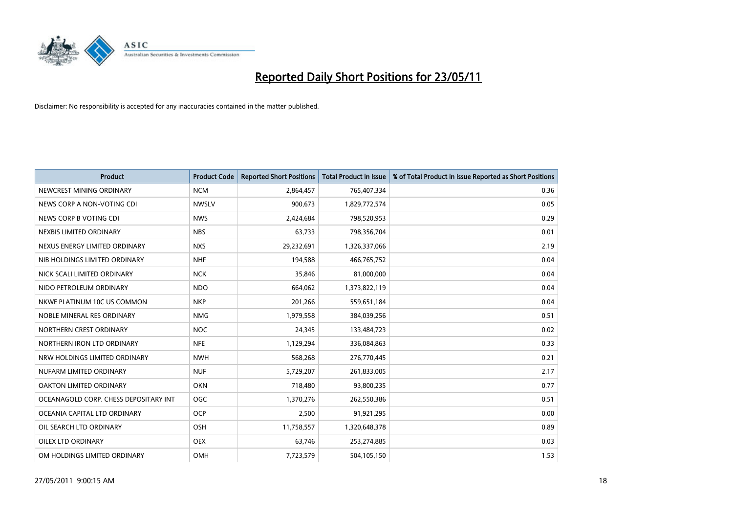# Reported Daily Short Positions for 23/05/11

Disclaimer: No responsibility is accepted for any inaccuracies contained in the matter published.

| Product | Product Code | Reported Short Positions | Total Product in Issue | % of Total Product in Issue Reported as Short Positions |
|---|---|---|---|---|
| NEWCREST MINING ORDINARY | NCM | 2,864,457 | 765,407,334 | 0.36 |
| NEWS CORP A NON-VOTING CDI | NWSLV | 900,673 | 1,829,772,574 | 0.05 |
| NEWS CORP B VOTING CDI | NWS | 2,424,684 | 798,520,953 | 0.29 |
| NEXBIS LIMITED ORDINARY | NBS | 63,733 | 798,356,704 | 0.01 |
| NEXUS ENERGY LIMITED ORDINARY | NXS | 29,232,691 | 1,326,337,066 | 2.19 |
| NIB HOLDINGS LIMITED ORDINARY | NHF | 194,588 | 466,765,752 | 0.04 |
| NICK SCALI LIMITED ORDINARY | NCK | 35,846 | 81,000,000 | 0.04 |
| NIDO PETROLEUM ORDINARY | NDO | 664,062 | 1,373,822,119 | 0.04 |
| NKWE PLATINUM 10C US COMMON | NKP | 201,266 | 559,651,184 | 0.04 |
| NOBLE MINERAL RES ORDINARY | NMG | 1,979,558 | 384,039,256 | 0.51 |
| NORTHERN CREST ORDINARY | NOC | 24,345 | 133,484,723 | 0.02 |
| NORTHERN IRON LTD ORDINARY | NFE | 1,129,294 | 336,084,863 | 0.33 |
| NRW HOLDINGS LIMITED ORDINARY | NWH | 568,268 | 276,770,445 | 0.21 |
| NUFARM LIMITED ORDINARY | NUF | 5,729,207 | 261,833,005 | 2.17 |
| OAKTON LIMITED ORDINARY | OKN | 718,480 | 93,800,235 | 0.77 |
| OCEANAGOLD CORP. CHESS DEPOSITARY INT | OGC | 1,370,276 | 262,550,386 | 0.51 |
| OCEANIA CAPITAL LTD ORDINARY | OCP | 2,500 | 91,921,295 | 0.00 |
| OIL SEARCH LTD ORDINARY | OSH | 11,758,557 | 1,320,648,378 | 0.89 |
| OILEX LTD ORDINARY | OEX | 63,746 | 253,274,885 | 0.03 |
| OM HOLDINGS LIMITED ORDINARY | OMH | 7,723,579 | 504,105,150 | 1.53 |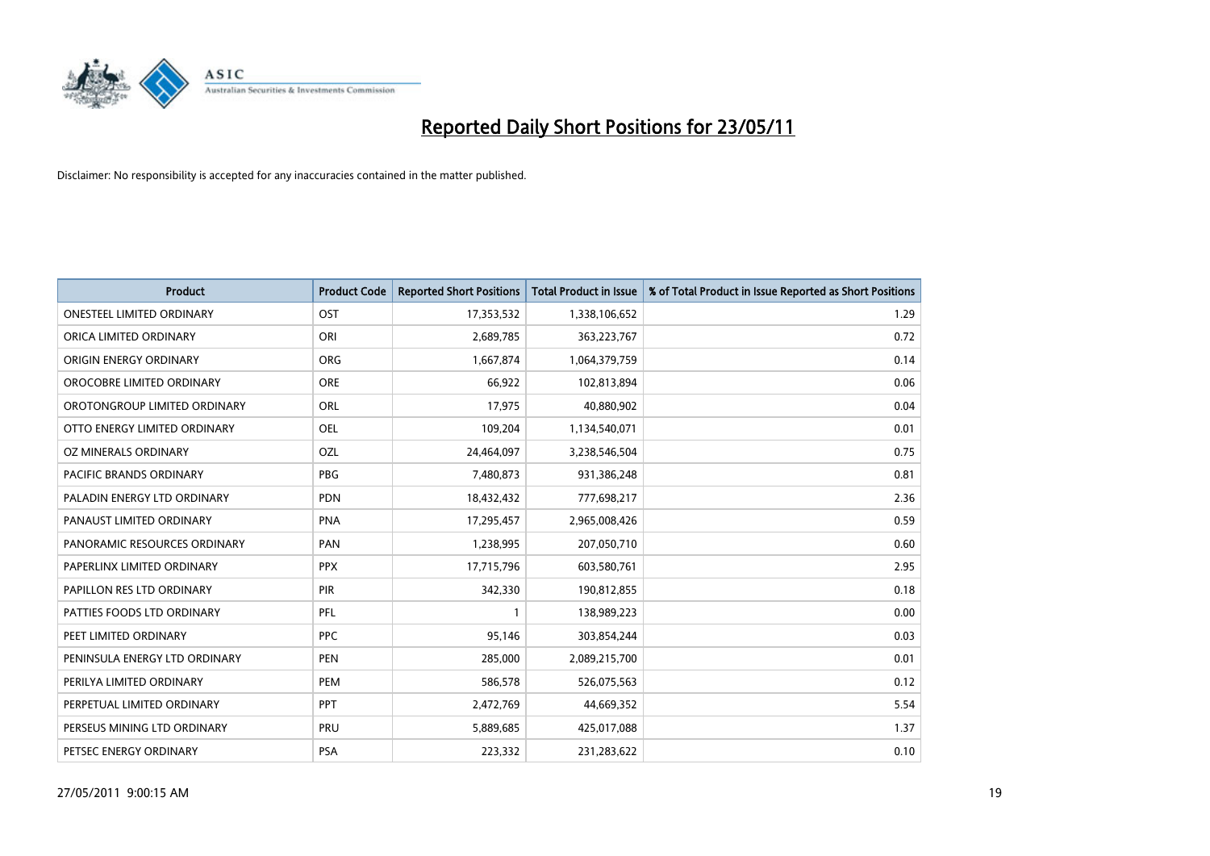# Reported Daily Short Positions for 23/05/11

Disclaimer: No responsibility is accepted for any inaccuracies contained in the matter published.

| Product | Product Code | Reported Short Positions | Total Product in Issue | % of Total Product in Issue Reported as Short Positions |
|---|---|---|---|---|
| ONESTEEL LIMITED ORDINARY | OST | 17,353,532 | 1,338,106,652 | 1.29 |
| ORICA LIMITED ORDINARY | ORI | 2,689,785 | 363,223,767 | 0.72 |
| ORIGIN ENERGY ORDINARY | ORG | 1,667,874 | 1,064,379,759 | 0.14 |
| OROCOBRE LIMITED ORDINARY | ORE | 66,922 | 102,813,894 | 0.06 |
| OROTONGROUP LIMITED ORDINARY | ORL | 17,975 | 40,880,902 | 0.04 |
| OTTO ENERGY LIMITED ORDINARY | OEL | 109,204 | 1,134,540,071 | 0.01 |
| OZ MINERALS ORDINARY | OZL | 24,464,097 | 3,238,546,504 | 0.75 |
| PACIFIC BRANDS ORDINARY | PBG | 7,480,873 | 931,386,248 | 0.81 |
| PALADIN ENERGY LTD ORDINARY | PDN | 18,432,432 | 777,698,217 | 2.36 |
| PANAUST LIMITED ORDINARY | PNA | 17,295,457 | 2,965,008,426 | 0.59 |
| PANORAMIC RESOURCES ORDINARY | PAN | 1,238,995 | 207,050,710 | 0.60 |
| PAPERLINX LIMITED ORDINARY | PPX | 17,715,796 | 603,580,761 | 2.95 |
| PAPILLON RES LTD ORDINARY | PIR | 342,330 | 190,812,855 | 0.18 |
| PATTIES FOODS LTD ORDINARY | PFL | 1 | 138,989,223 | 0.00 |
| PEET LIMITED ORDINARY | PPC | 95,146 | 303,854,244 | 0.03 |
| PENINSULA ENERGY LTD ORDINARY | PEN | 285,000 | 2,089,215,700 | 0.01 |
| PERILYA LIMITED ORDINARY | PEM | 586,578 | 526,075,563 | 0.12 |
| PERPETUAL LIMITED ORDINARY | PPT | 2,472,769 | 44,669,352 | 5.54 |
| PERSEUS MINING LTD ORDINARY | PRU | 5,889,685 | 425,017,088 | 1.37 |
| PETSEC ENERGY ORDINARY | PSA | 223,332 | 231,283,622 | 0.10 |

27/05/2011 9:00:15 AM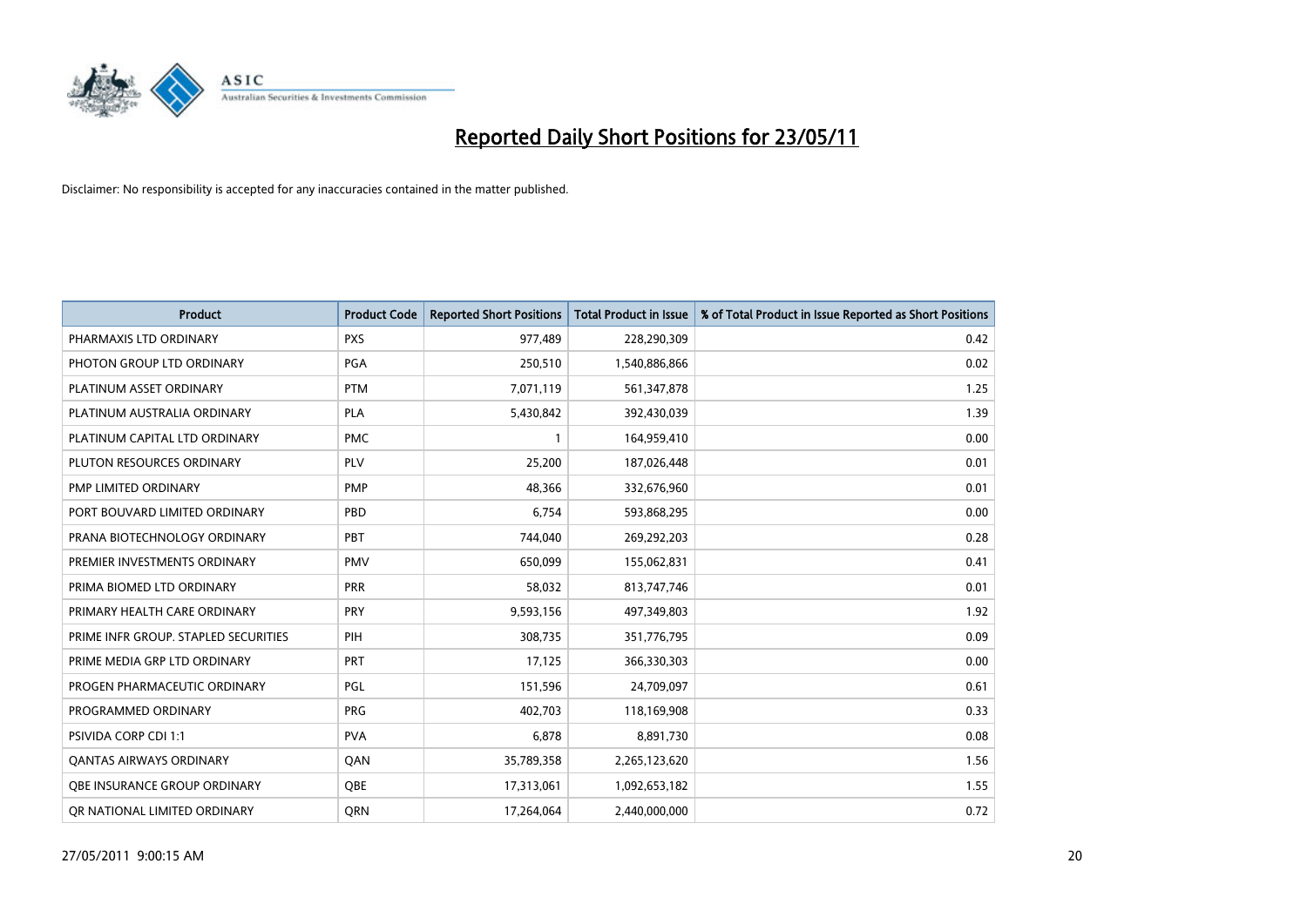# Reported Daily Short Positions for 23/05/11

Disclaimer: No responsibility is accepted for any inaccuracies contained in the matter published.

| Product | Product Code | Reported Short Positions | Total Product in Issue | % of Total Product in Issue Reported as Short Positions |
|---|---|---|---|---|
| PHARMAXIS LTD ORDINARY | PXS | 977,489 | 228,290,309 | 0.42 |
| PHOTON GROUP LTD ORDINARY | PGA | 250,510 | 1,540,886,866 | 0.02 |
| PLATINUM ASSET ORDINARY | PTM | 7,071,119 | 561,347,878 | 1.25 |
| PLATINUM AUSTRALIA ORDINARY | PLA | 5,430,842 | 392,430,039 | 1.39 |
| PLATINUM CAPITAL LTD ORDINARY | PMC | 1 | 164,959,410 | 0.00 |
| PLUTON RESOURCES ORDINARY | PLV | 25,200 | 187,026,448 | 0.01 |
| PMP LIMITED ORDINARY | PMP | 48,366 | 332,676,960 | 0.01 |
| PORT BOUVARD LIMITED ORDINARY | PBD | 6,754 | 593,868,295 | 0.00 |
| PRANA BIOTECHNOLOGY ORDINARY | PBT | 744,040 | 269,292,203 | 0.28 |
| PREMIER INVESTMENTS ORDINARY | PMV | 650,099 | 155,062,831 | 0.41 |
| PRIMA BIOMED LTD ORDINARY | PRR | 58,032 | 813,747,746 | 0.01 |
| PRIMARY HEALTH CARE ORDINARY | PRY | 9,593,156 | 497,349,803 | 1.92 |
| PRIME INFR GROUP. STAPLED SECURITIES | PIH | 308,735 | 351,776,795 | 0.09 |
| PRIME MEDIA GRP LTD ORDINARY | PRT | 17,125 | 366,330,303 | 0.00 |
| PROGEN PHARMACEUTIC ORDINARY | PGL | 151,596 | 24,709,097 | 0.61 |
| PROGRAMMED ORDINARY | PRG | 402,703 | 118,169,908 | 0.33 |
| PSIVIDA CORP CDI 1:1 | PVA | 6,878 | 8,891,730 | 0.08 |
| QANTAS AIRWAYS ORDINARY | QAN | 35,789,358 | 2,265,123,620 | 1.56 |
| QBE INSURANCE GROUP ORDINARY | QBE | 17,313,061 | 1,092,653,182 | 1.55 |
| QR NATIONAL LIMITED ORDINARY | QRN | 17,264,064 | 2,440,000,000 | 0.72 |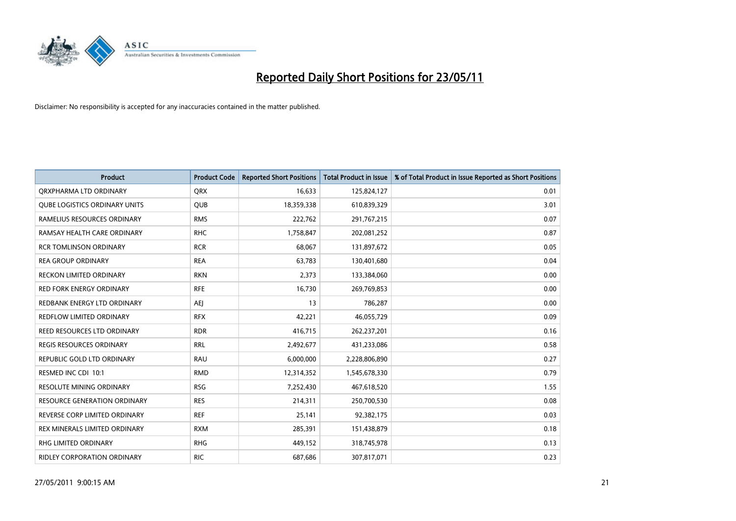# Reported Daily Short Positions for 23/05/11

Disclaimer: No responsibility is accepted for any inaccuracies contained in the matter published.

| Product | Product Code | Reported Short Positions | Total Product in Issue | % of Total Product in Issue Reported as Short Positions |
|---|---|---|---|---|
| QRXPHARMA LTD ORDINARY | QRX | 16,633 | 125,824,127 | 0.01 |
| QUBE LOGISTICS ORDINARY UNITS | QUB | 18,359,338 | 610,839,329 | 3.01 |
| RAMELIUS RESOURCES ORDINARY | RMS | 222,762 | 291,767,215 | 0.07 |
| RAMSAY HEALTH CARE ORDINARY | RHC | 1,758,847 | 202,081,252 | 0.87 |
| RCR TOMLINSON ORDINARY | RCR | 68,067 | 131,897,672 | 0.05 |
| REA GROUP ORDINARY | REA | 63,783 | 130,401,680 | 0.04 |
| RECKON LIMITED ORDINARY | RKN | 2,373 | 133,384,060 | 0.00 |
| RED FORK ENERGY ORDINARY | RFE | 16,730 | 269,769,853 | 0.00 |
| REDBANK ENERGY LTD ORDINARY | AEJ | 13 | 786,287 | 0.00 |
| REDFLOW LIMITED ORDINARY | RFX | 42,221 | 46,055,729 | 0.09 |
| REED RESOURCES LTD ORDINARY | RDR | 416,715 | 262,237,201 | 0.16 |
| REGIS RESOURCES ORDINARY | RRL | 2,492,677 | 431,233,086 | 0.58 |
| REPUBLIC GOLD LTD ORDINARY | RAU | 6,000,000 | 2,228,806,890 | 0.27 |
| RESMED INC CDI 10:1 | RMD | 12,314,352 | 1,545,678,330 | 0.79 |
| RESOLUTE MINING ORDINARY | RSG | 7,252,430 | 467,618,520 | 1.55 |
| RESOURCE GENERATION ORDINARY | RES | 214,311 | 250,700,530 | 0.08 |
| REVERSE CORP LIMITED ORDINARY | REF | 25,141 | 92,382,175 | 0.03 |
| REX MINERALS LIMITED ORDINARY | RXM | 285,391 | 151,438,879 | 0.18 |
| RHG LIMITED ORDINARY | RHG | 449,152 | 318,745,978 | 0.13 |
| RIDLEY CORPORATION ORDINARY | RIC | 687,686 | 307,817,071 | 0.23 |

27/05/2011 9:00:15 AM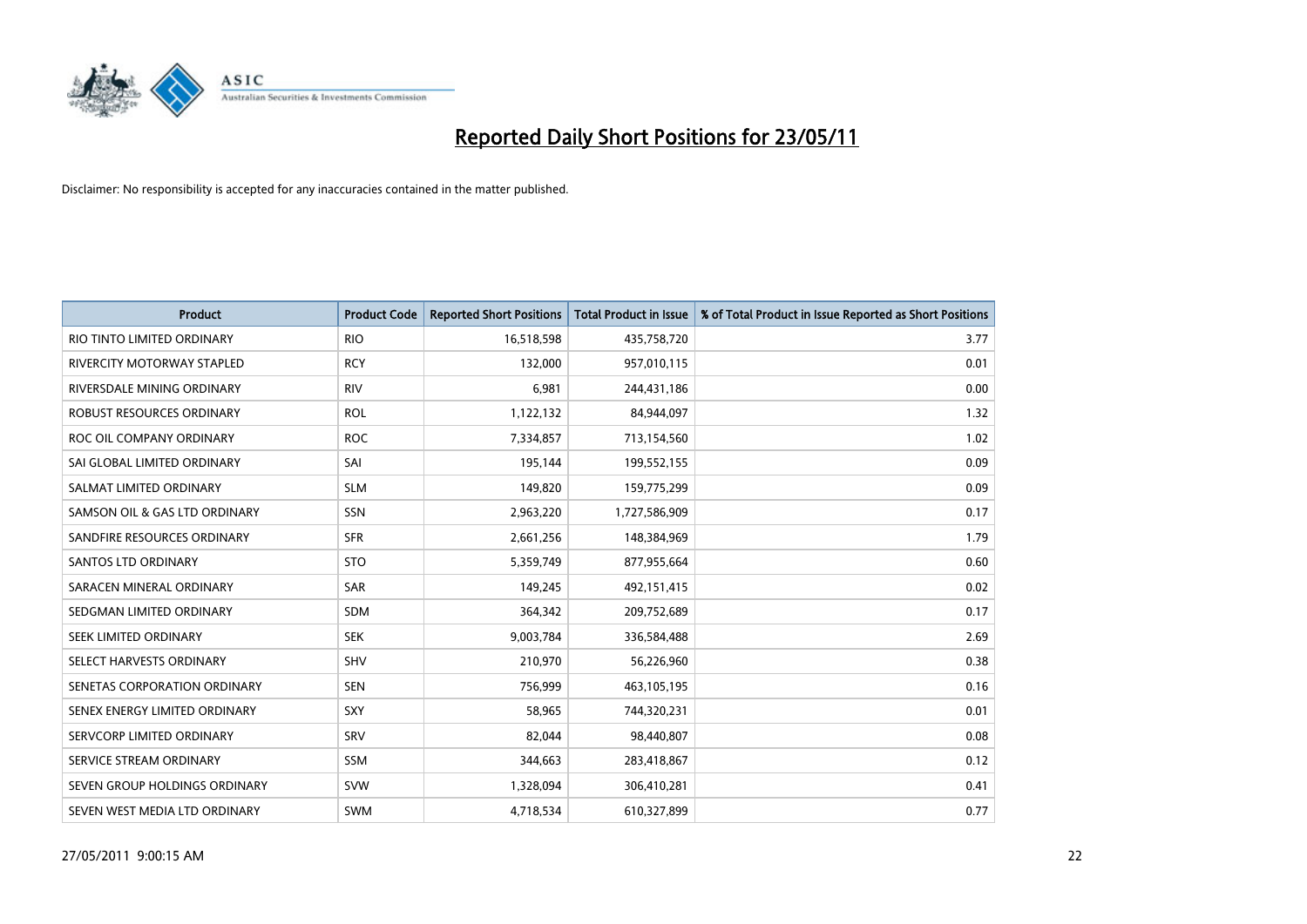# Reported Daily Short Positions for 23/05/11

Disclaimer: No responsibility is accepted for any inaccuracies contained in the matter published.

| Product | Product Code | Reported Short Positions | Total Product in Issue | % of Total Product in Issue Reported as Short Positions |
|---|---|---|---|---|
| RIO TINTO LIMITED ORDINARY | RIO | 16,518,598 | 435,758,720 | 3.77 |
| RIVERCITY MOTORWAY STAPLED | RCY | 132,000 | 957,010,115 | 0.01 |
| RIVERSDALE MINING ORDINARY | RIV | 6,981 | 244,431,186 | 0.00 |
| ROBUST RESOURCES ORDINARY | ROL | 1,122,132 | 84,944,097 | 1.32 |
| ROC OIL COMPANY ORDINARY | ROC | 7,334,857 | 713,154,560 | 1.02 |
| SAI GLOBAL LIMITED ORDINARY | SAI | 195,144 | 199,552,155 | 0.09 |
| SALMAT LIMITED ORDINARY | SLM | 149,820 | 159,775,299 | 0.09 |
| SAMSON OIL & GAS LTD ORDINARY | SSN | 2,963,220 | 1,727,586,909 | 0.17 |
| SANDFIRE RESOURCES ORDINARY | SFR | 2,661,256 | 148,384,969 | 1.79 |
| SANTOS LTD ORDINARY | STO | 5,359,749 | 877,955,664 | 0.60 |
| SARACEN MINERAL ORDINARY | SAR | 149,245 | 492,151,415 | 0.02 |
| SEDGMAN LIMITED ORDINARY | SDM | 364,342 | 209,752,689 | 0.17 |
| SEEK LIMITED ORDINARY | SEK | 9,003,784 | 336,584,488 | 2.69 |
| SELECT HARVESTS ORDINARY | SHV | 210,970 | 56,226,960 | 0.38 |
| SENETAS CORPORATION ORDINARY | SEN | 756,999 | 463,105,195 | 0.16 |
| SENEX ENERGY LIMITED ORDINARY | SXY | 58,965 | 744,320,231 | 0.01 |
| SERVCORP LIMITED ORDINARY | SRV | 82,044 | 98,440,807 | 0.08 |
| SERVICE STREAM ORDINARY | SSM | 344,663 | 283,418,867 | 0.12 |
| SEVEN GROUP HOLDINGS ORDINARY | SVW | 1,328,094 | 306,410,281 | 0.41 |
| SEVEN WEST MEDIA LTD ORDINARY | SWM | 4,718,534 | 610,327,899 | 0.77 |

27/05/2011 9:00:15 AM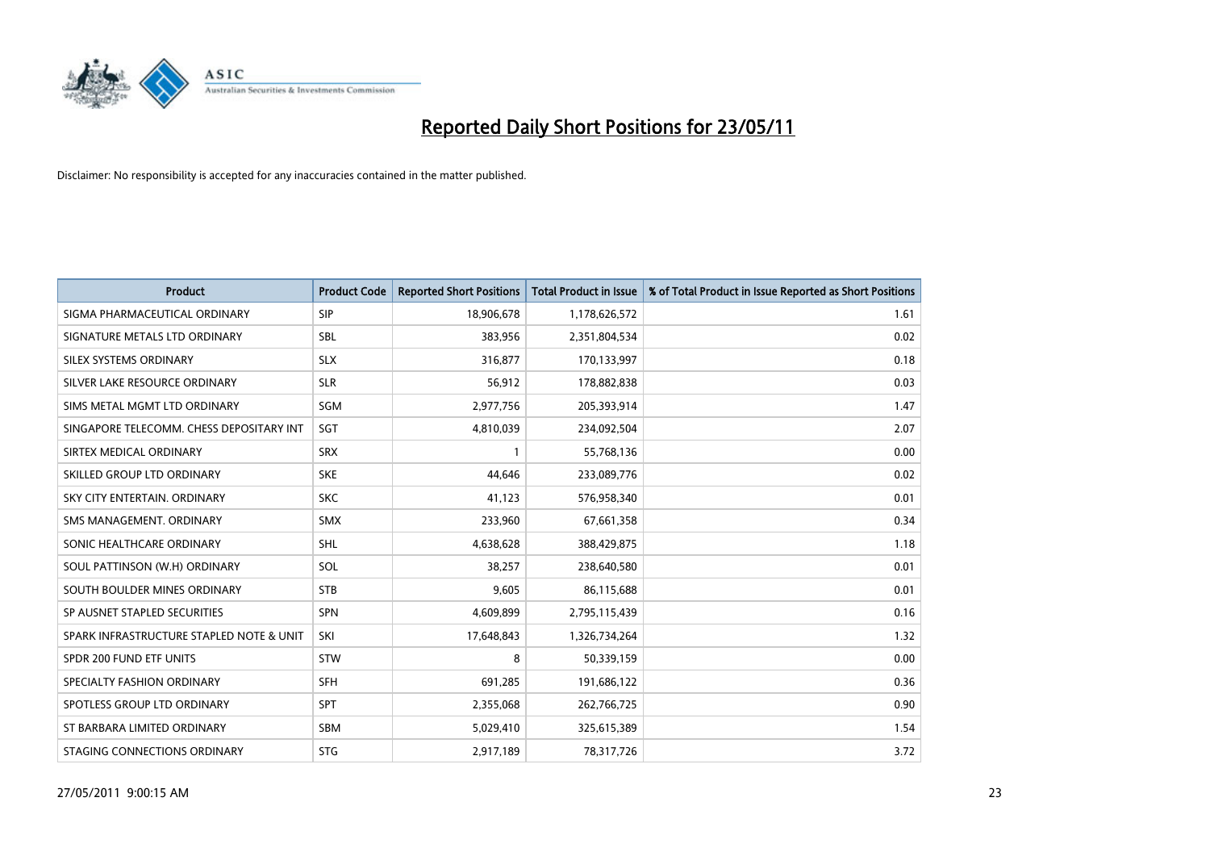# Reported Daily Short Positions for 23/05/11

Disclaimer: No responsibility is accepted for any inaccuracies contained in the matter published.

| Product | Product Code | Reported Short Positions | Total Product in Issue | % of Total Product in Issue Reported as Short Positions |
| --- | --- | --- | --- | --- |
| SIGMA PHARMACEUTICAL ORDINARY | SIP | 18,906,678 | 1,178,626,572 | 1.61 |
| SIGNATURE METALS LTD ORDINARY | SBL | 383,956 | 2,351,804,534 | 0.02 |
| SILEX SYSTEMS ORDINARY | SLX | 316,877 | 170,133,997 | 0.18 |
| SILVER LAKE RESOURCE ORDINARY | SLR | 56,912 | 178,882,838 | 0.03 |
| SIMS METAL MGMT LTD ORDINARY | SGM | 2,977,756 | 205,393,914 | 1.47 |
| SINGAPORE TELECOMM. CHESS DEPOSITARY INT | SGT | 4,810,039 | 234,092,504 | 2.07 |
| SIRTEX MEDICAL ORDINARY | SRX | 1 | 55,768,136 | 0.00 |
| SKILLED GROUP LTD ORDINARY | SKE | 44,646 | 233,089,776 | 0.02 |
| SKY CITY ENTERTAIN. ORDINARY | SKC | 41,123 | 576,958,340 | 0.01 |
| SMS MANAGEMENT. ORDINARY | SMX | 233,960 | 67,661,358 | 0.34 |
| SONIC HEALTHCARE ORDINARY | SHL | 4,638,628 | 388,429,875 | 1.18 |
| SOUL PATTINSON (W.H) ORDINARY | SOL | 38,257 | 238,640,580 | 0.01 |
| SOUTH BOULDER MINES ORDINARY | STB | 9,605 | 86,115,688 | 0.01 |
| SP AUSNET STAPLED SECURITIES | SPN | 4,609,899 | 2,795,115,439 | 0.16 |
| SPARK INFRASTRUCTURE STAPLED NOTE & UNIT | SKI | 17,648,843 | 1,326,734,264 | 1.32 |
| SPDR 200 FUND ETF UNITS | STW | 8 | 50,339,159 | 0.00 |
| SPECIALTY FASHION ORDINARY | SFH | 691,285 | 191,686,122 | 0.36 |
| SPOTLESS GROUP LTD ORDINARY | SPT | 2,355,068 | 262,766,725 | 0.90 |
| ST BARBARA LIMITED ORDINARY | SBM | 5,029,410 | 325,615,389 | 1.54 |
| STAGING CONNECTIONS ORDINARY | STG | 2,917,189 | 78,317,726 | 3.72 |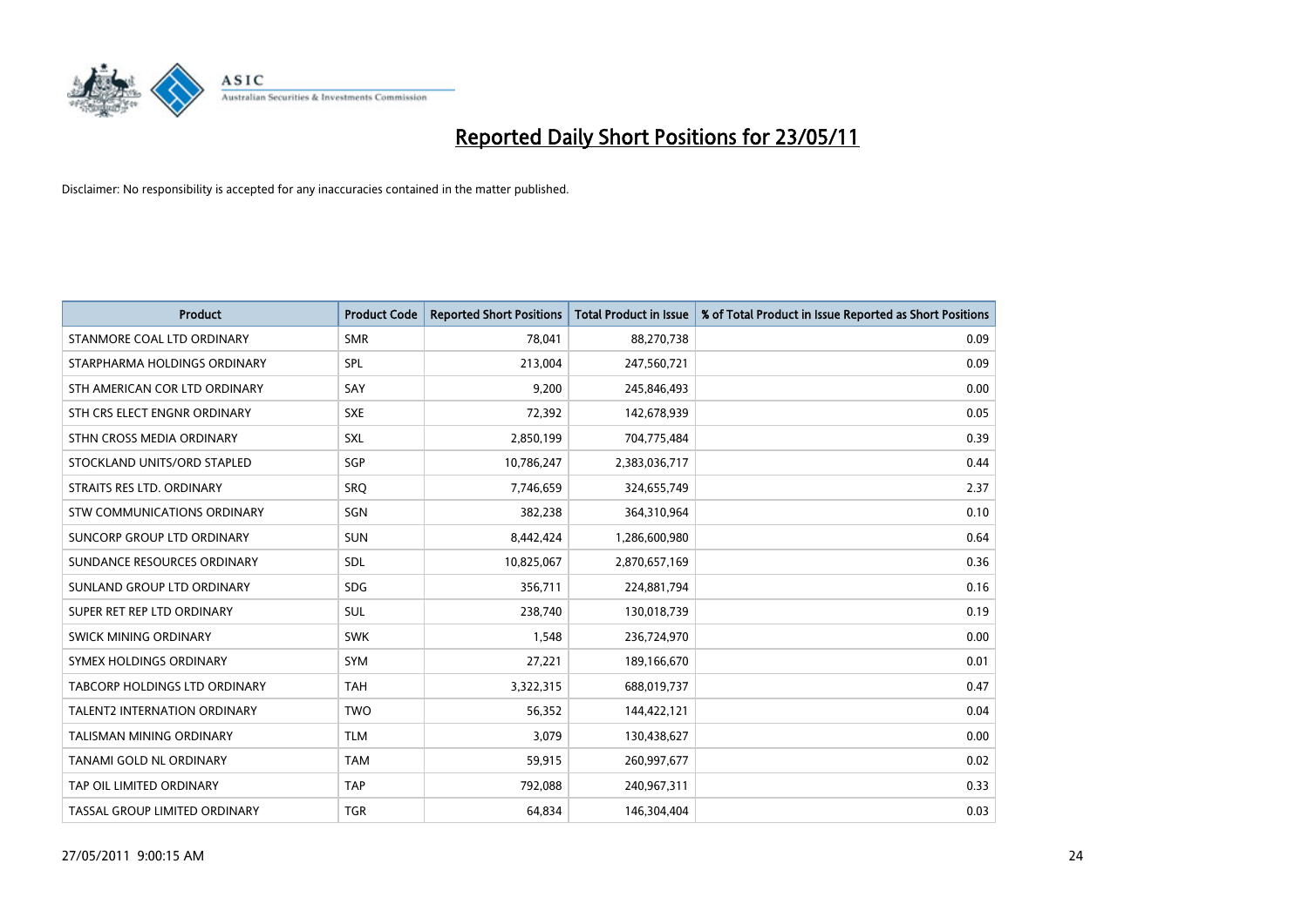# Reported Daily Short Positions for 23/05/11

Disclaimer: No responsibility is accepted for any inaccuracies contained in the matter published.

| Product | Product Code | Reported Short Positions | Total Product in Issue | % of Total Product in Issue Reported as Short Positions |
| --- | --- | --- | --- | --- |
| STANMORE COAL LTD ORDINARY | SMR | 78,041 | 88,270,738 | 0.09 |
| STARPHARMA HOLDINGS ORDINARY | SPL | 213,004 | 247,560,721 | 0.09 |
| STH AMERICAN COR LTD ORDINARY | SAY | 9,200 | 245,846,493 | 0.00 |
| STH CRS ELECT ENGNR ORDINARY | SXE | 72,392 | 142,678,939 | 0.05 |
| STHN CROSS MEDIA ORDINARY | SXL | 2,850,199 | 704,775,484 | 0.39 |
| STOCKLAND UNITS/ORD STAPLED | SGP | 10,786,247 | 2,383,036,717 | 0.44 |
| STRAITS RES LTD. ORDINARY | SRQ | 7,746,659 | 324,655,749 | 2.37 |
| STW COMMUNICATIONS ORDINARY | SGN | 382,238 | 364,310,964 | 0.10 |
| SUNCORP GROUP LTD ORDINARY | SUN | 8,442,424 | 1,286,600,980 | 0.64 |
| SUNDANCE RESOURCES ORDINARY | SDL | 10,825,067 | 2,870,657,169 | 0.36 |
| SUNLAND GROUP LTD ORDINARY | SDG | 356,711 | 224,881,794 | 0.16 |
| SUPER RET REP LTD ORDINARY | SUL | 238,740 | 130,018,739 | 0.19 |
| SWICK MINING ORDINARY | SWK | 1,548 | 236,724,970 | 0.00 |
| SYMEX HOLDINGS ORDINARY | SYM | 27,221 | 189,166,670 | 0.01 |
| TABCORP HOLDINGS LTD ORDINARY | TAH | 3,322,315 | 688,019,737 | 0.47 |
| TALENT2 INTERNATION ORDINARY | TWO | 56,352 | 144,422,121 | 0.04 |
| TALISMAN MINING ORDINARY | TLM | 3,079 | 130,438,627 | 0.00 |
| TANAMI GOLD NL ORDINARY | TAM | 59,915 | 260,997,677 | 0.02 |
| TAP OIL LIMITED ORDINARY | TAP | 792,088 | 240,967,311 | 0.33 |
| TASSAL GROUP LIMITED ORDINARY | TGR | 64,834 | 146,304,404 | 0.03 |

27/05/2011 9:00:15 AM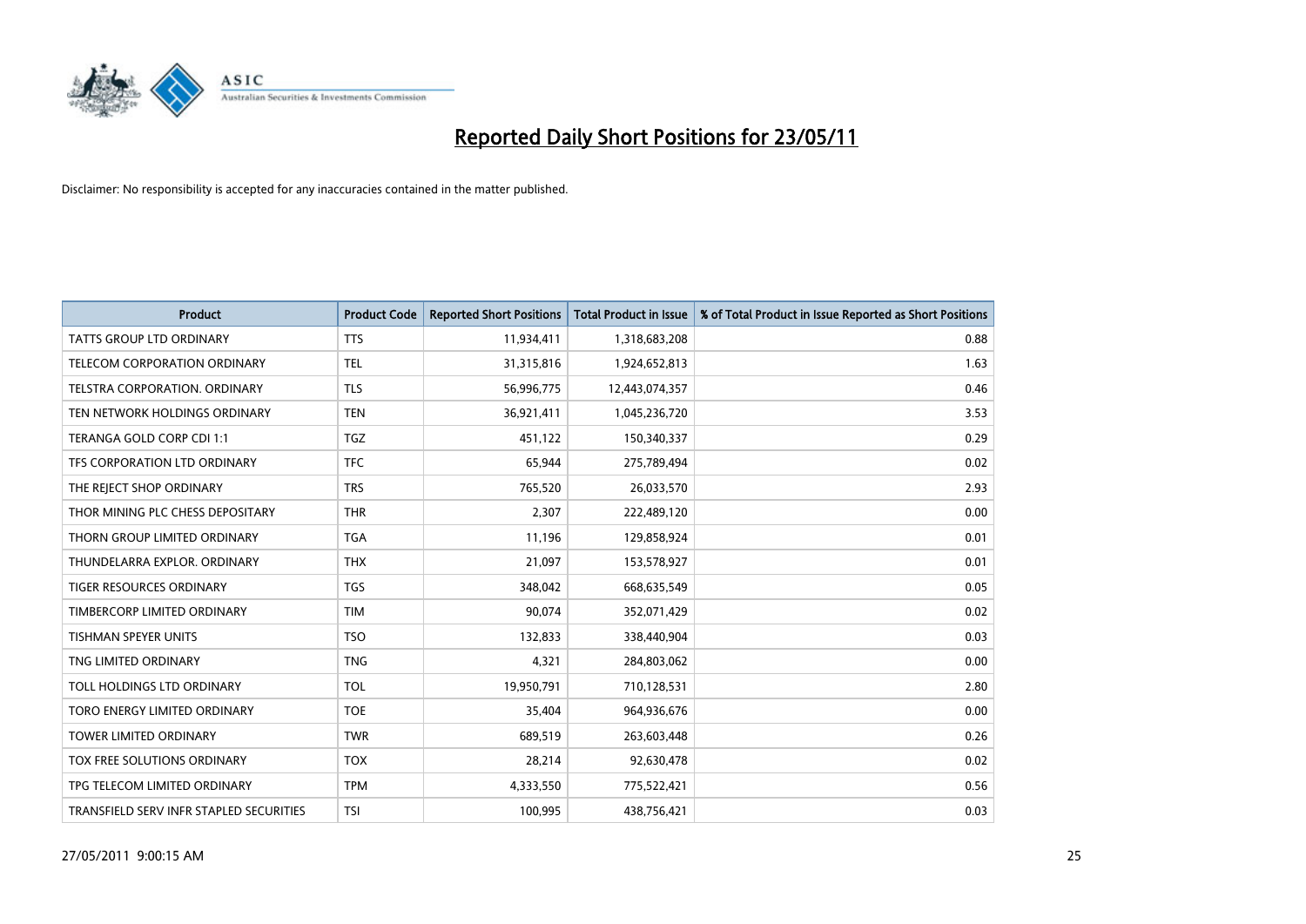# Reported Daily Short Positions for 23/05/11

Disclaimer: No responsibility is accepted for any inaccuracies contained in the matter published.

| Product | Product Code | Reported Short Positions | Total Product in Issue | % of Total Product in Issue Reported as Short Positions |
|---|---|---|---|---|
| TATTS GROUP LTD ORDINARY | TTS | 11,934,411 | 1,318,683,208 | 0.88 |
| TELECOM CORPORATION ORDINARY | TEL | 31,315,816 | 1,924,652,813 | 1.63 |
| TELSTRA CORPORATION. ORDINARY | TLS | 56,996,775 | 12,443,074,357 | 0.46 |
| TEN NETWORK HOLDINGS ORDINARY | TEN | 36,921,411 | 1,045,236,720 | 3.53 |
| TERANGA GOLD CORP CDI 1:1 | TGZ | 451,122 | 150,340,337 | 0.29 |
| TFS CORPORATION LTD ORDINARY | TFC | 65,944 | 275,789,494 | 0.02 |
| THE REJECT SHOP ORDINARY | TRS | 765,520 | 26,033,570 | 2.93 |
| THOR MINING PLC CHESS DEPOSITARY | THR | 2,307 | 222,489,120 | 0.00 |
| THORN GROUP LIMITED ORDINARY | TGA | 11,196 | 129,858,924 | 0.01 |
| THUNDELARRA EXPLOR. ORDINARY | THX | 21,097 | 153,578,927 | 0.01 |
| TIGER RESOURCES ORDINARY | TGS | 348,042 | 668,635,549 | 0.05 |
| TIMBERCORP LIMITED ORDINARY | TIM | 90,074 | 352,071,429 | 0.02 |
| TISHMAN SPEYER UNITS | TSO | 132,833 | 338,440,904 | 0.03 |
| TNG LIMITED ORDINARY | TNG | 4,321 | 284,803,062 | 0.00 |
| TOLL HOLDINGS LTD ORDINARY | TOL | 19,950,791 | 710,128,531 | 2.80 |
| TORO ENERGY LIMITED ORDINARY | TOE | 35,404 | 964,936,676 | 0.00 |
| TOWER LIMITED ORDINARY | TWR | 689,519 | 263,603,448 | 0.26 |
| TOX FREE SOLUTIONS ORDINARY | TOX | 28,214 | 92,630,478 | 0.02 |
| TPG TELECOM LIMITED ORDINARY | TPM | 4,333,550 | 775,522,421 | 0.56 |
| TRANSFIELD SERV INFR STAPLED SECURITIES | TSI | 100,995 | 438,756,421 | 0.03 |

27/05/2011 9:00:15 AM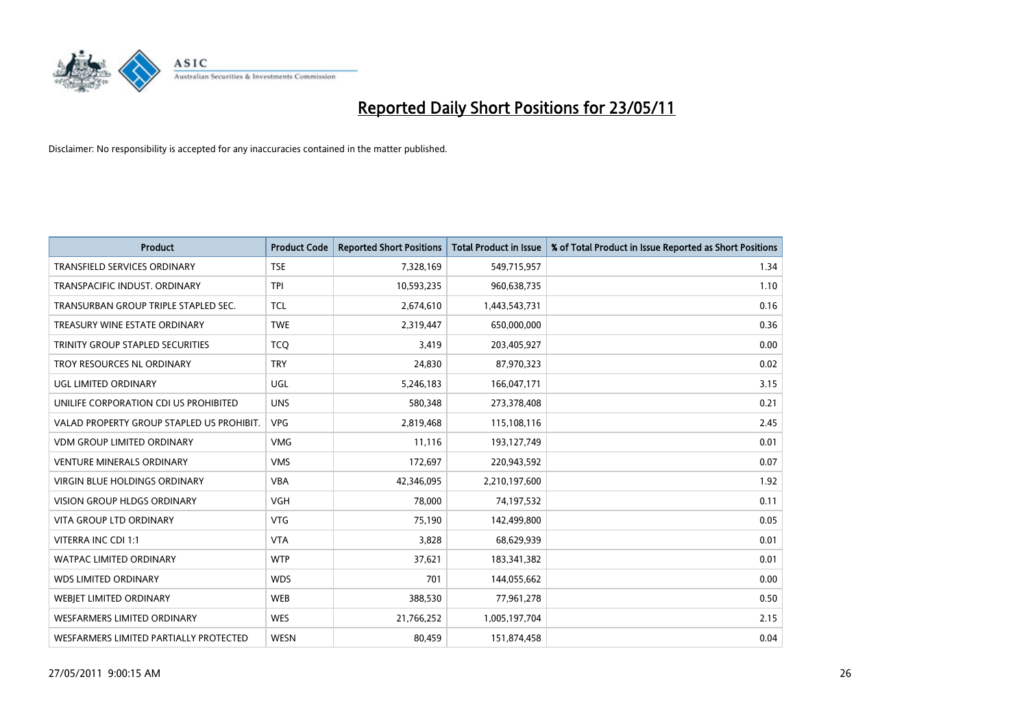# Reported Daily Short Positions for 23/05/11

Disclaimer: No responsibility is accepted for any inaccuracies contained in the matter published.

| Product | Product Code | Reported Short Positions | Total Product in Issue | % of Total Product in Issue Reported as Short Positions |
|---|---|---|---|---|
| TRANSFIELD SERVICES ORDINARY | TSE | 7,328,169 | 549,715,957 | 1.34 |
| TRANSPACIFIC INDUST. ORDINARY | TPI | 10,593,235 | 960,638,735 | 1.10 |
| TRANSURBAN GROUP TRIPLE STAPLED SEC. | TCL | 2,674,610 | 1,443,543,731 | 0.16 |
| TREASURY WINE ESTATE ORDINARY | TWE | 2,319,447 | 650,000,000 | 0.36 |
| TRINITY GROUP STAPLED SECURITIES | TCQ | 3,419 | 203,405,927 | 0.00 |
| TROY RESOURCES NL ORDINARY | TRY | 24,830 | 87,970,323 | 0.02 |
| UGL LIMITED ORDINARY | UGL | 5,246,183 | 166,047,171 | 3.15 |
| UNILIFE CORPORATION CDI US PROHIBITED | UNS | 580,348 | 273,378,408 | 0.21 |
| VALAD PROPERTY GROUP STAPLED US PROHIBIT. | VPG | 2,819,468 | 115,108,116 | 2.45 |
| VDM GROUP LIMITED ORDINARY | VMG | 11,116 | 193,127,749 | 0.01 |
| VENTURE MINERALS ORDINARY | VMS | 172,697 | 220,943,592 | 0.07 |
| VIRGIN BLUE HOLDINGS ORDINARY | VBA | 42,346,095 | 2,210,197,600 | 1.92 |
| VISION GROUP HLDGS ORDINARY | VGH | 78,000 | 74,197,532 | 0.11 |
| VITA GROUP LTD ORDINARY | VTG | 75,190 | 142,499,800 | 0.05 |
| VITERRA INC CDI 1:1 | VTA | 3,828 | 68,629,939 | 0.01 |
| WATPAC LIMITED ORDINARY | WTP | 37,621 | 183,341,382 | 0.01 |
| WDS LIMITED ORDINARY | WDS | 701 | 144,055,662 | 0.00 |
| WEBJET LIMITED ORDINARY | WEB | 388,530 | 77,961,278 | 0.50 |
| WESFARMERS LIMITED ORDINARY | WES | 21,766,252 | 1,005,197,704 | 2.15 |
| WESFARMERS LIMITED PARTIALLY PROTECTED | WESN | 80,459 | 151,874,458 | 0.04 |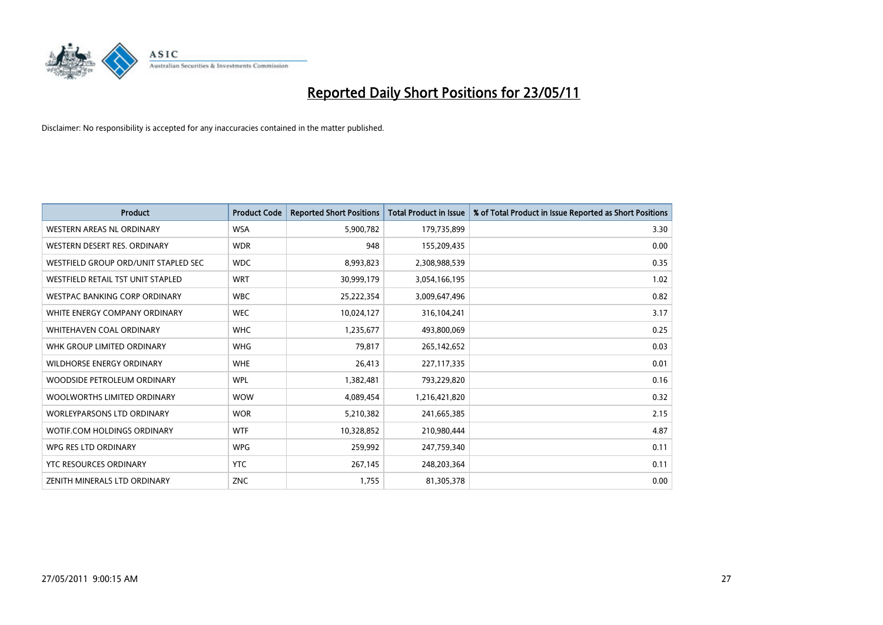# Reported Daily Short Positions for 23/05/11

Disclaimer: No responsibility is accepted for any inaccuracies contained in the matter published.

| Product | Product Code | Reported Short Positions | Total Product in Issue | % of Total Product in Issue Reported as Short Positions |
|---|---|---|---|---|
| WESTERN AREAS NL ORDINARY | WSA | 5,900,782 | 179,735,899 | 3.30 |
| WESTERN DESERT RES. ORDINARY | WDR | 948 | 155,209,435 | 0.00 |
| WESTFIELD GROUP ORD/UNIT STAPLED SEC | WDC | 8,993,823 | 2,308,988,539 | 0.35 |
| WESTFIELD RETAIL TST UNIT STAPLED | WRT | 30,999,179 | 3,054,166,195 | 1.02 |
| WESTPAC BANKING CORP ORDINARY | WBC | 25,222,354 | 3,009,647,496 | 0.82 |
| WHITE ENERGY COMPANY ORDINARY | WEC | 10,024,127 | 316,104,241 | 3.17 |
| WHITEHAVEN COAL ORDINARY | WHC | 1,235,677 | 493,800,069 | 0.25 |
| WHK GROUP LIMITED ORDINARY | WHG | 79,817 | 265,142,652 | 0.03 |
| WILDHORSE ENERGY ORDINARY | WHE | 26,413 | 227,117,335 | 0.01 |
| WOODSIDE PETROLEUM ORDINARY | WPL | 1,382,481 | 793,229,820 | 0.16 |
| WOOLWORTHS LIMITED ORDINARY | WOW | 4,089,454 | 1,216,421,820 | 0.32 |
| WORLEYPARSONS LTD ORDINARY | WOR | 5,210,382 | 241,665,385 | 2.15 |
| WOTIF.COM HOLDINGS ORDINARY | WTF | 10,328,852 | 210,980,444 | 4.87 |
| WPG RES LTD ORDINARY | WPG | 259,992 | 247,759,340 | 0.11 |
| YTC RESOURCES ORDINARY | YTC | 267,145 | 248,203,364 | 0.11 |
| ZENITH MINERALS LTD ORDINARY | ZNC | 1,755 | 81,305,378 | 0.00 |